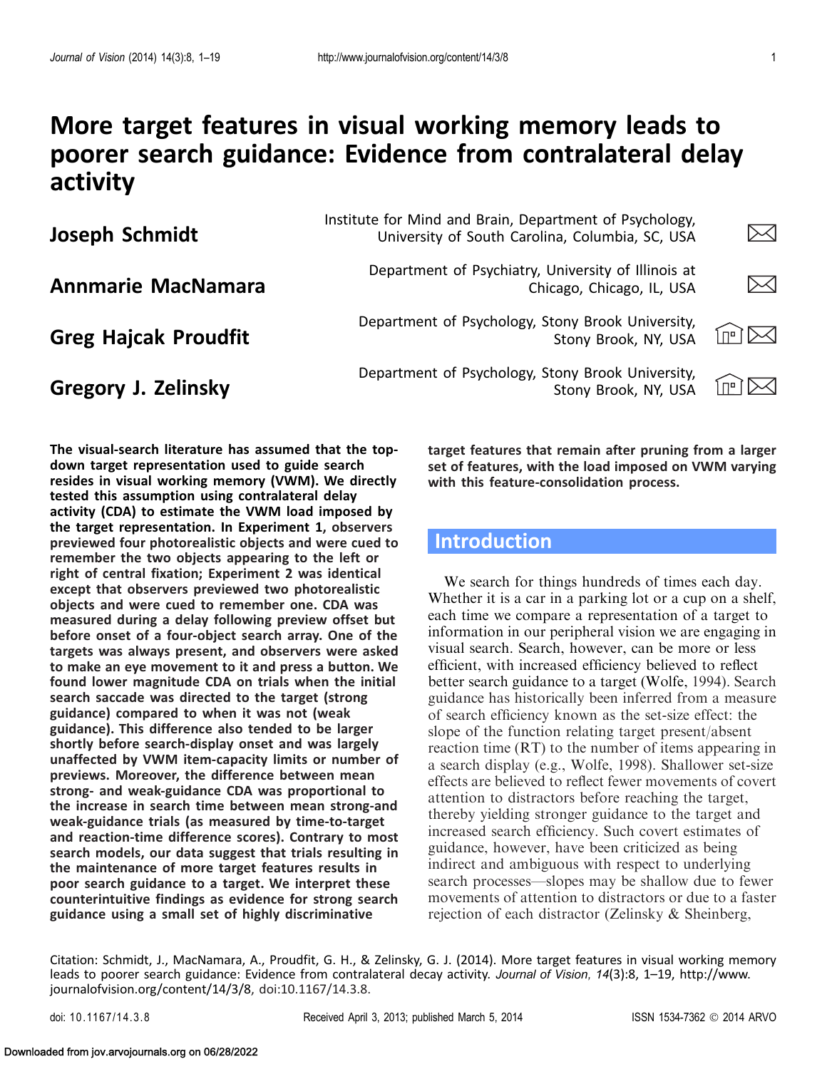# More target features in visual working memory leads to poorer search guidance: Evidence from contralateral delay activity

**Joseph Schmidt** — Institute for Mind and Brain, Department of Psychology, University of South Carolina, Columbia, SC, USA

**Annmarie MacNamara** — Department of Psychiatry, University of Illinois at Chicago, Chicago, IL, USA

**Greg Hajcak Proudfit** — Department of Psychology, Stony Brook University, Stony Brook, NY, USA

**Gregory J. Zelinsky** — Department of Psychology, Stony Brook University, Stony Brook, NY, USA

**The visual-search literature has assumed that the top-down target representation used to guide search resides in visual working memory (VWM). We directly tested this assumption using contralateral delay activity (CDA) to estimate the VWM load imposed by the target representation. In Experiment 1, observers previewed four photorealistic objects and were cued to remember the two objects appearing to the left or right of central fixation; Experiment 2 was identical except that observers previewed two photorealistic objects and were cued to remember one. CDA was measured during a delay following preview offset but before onset of a four-object search array. One of the targets was always present, and observers were asked to make an eye movement to it and press a button. We found lower magnitude CDA on trials when the initial search saccade was directed to the target (strong guidance) compared to when it was not (weak guidance). This difference also tended to be larger shortly before search-display onset and was largely unaffected by VWM item-capacity limits or number of previews. Moreover, the difference between mean strong- and weak-guidance CDA was proportional to the increase in search time between mean strong-and weak-guidance trials (as measured by time-to-target and reaction-time difference scores). Contrary to most search models, our data suggest that trials resulting in the maintenance of more target features results in poor search guidance to a target. We interpret these counterintuitive findings as evidence for strong search guidance using a small set of highly discriminative target features that remain after pruning from a larger set of features, with the load imposed on VWM varying with this feature-consolidation process.**

## Introduction

We search for things hundreds of times each day. Whether it is a car in a parking lot or a cup on a shelf, each time we compare a representation of a target to information in our peripheral vision we are engaging in visual search. Search, however, can be more or less efficient, with increased efficiency believed to reflect better search guidance to a target (Wolfe, 1994). Search guidance has historically been inferred from a measure of search efficiency known as the set-size effect: the slope of the function relating target present/absent reaction time (RT) to the number of items appearing in a search display (e.g., Wolfe, 1998). Shallower set-size effects are believed to reflect fewer movements of covert attention to distractors before reaching the target, thereby yielding stronger guidance to the target and increased search efficiency. Such covert estimates of guidance, however, have been criticized as being indirect and ambiguous with respect to underlying search processes—slopes may be shallow due to fewer movements of attention to distractors or due to a faster rejection of each distractor (Zelinsky & Sheinberg,

Citation: Schmidt, J., MacNamara, A., Proudfit, G. H., & Zelinsky, G. J. (2014). More target features in visual working memory leads to poorer search guidance: Evidence from contralateral decay activity. *Journal of Vision*, *14*(3):8, 1–19, http://www.journalofvision.org/content/14/3/8, doi:10.1167/14.3.8.

doi: 10.1167/14.3.8 Received April 3, 2013; published March 5, 2014 ISSN 1534-7362 © 2014 ARVO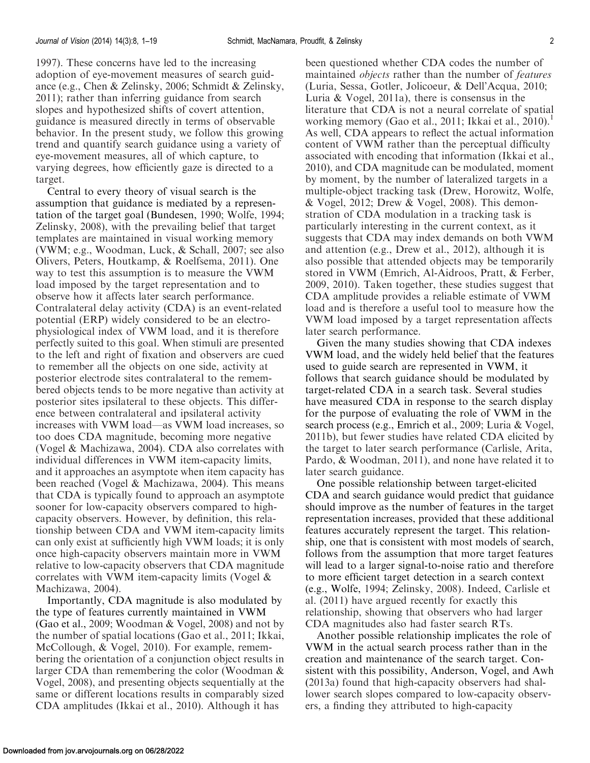1997). These concerns have led to the increasing adoption of eye-movement measures of search guidance (e.g., Chen & Zelinsky, 2006; Schmidt & Zelinsky, 2011); rather than inferring guidance from search slopes and hypothesized shifts of covert attention, guidance is measured directly in terms of observable behavior. In the present study, we follow this growing trend and quantify search guidance using a variety of eye-movement measures, all of which capture, to varying degrees, how efficiently gaze is directed to a target.

Central to every theory of visual search is the assumption that guidance is mediated by a representation of the target goal (Bundesen, 1990; Wolfe, 1994; Zelinsky, 2008), with the prevailing belief that target templates are maintained in visual working memory (VWM; e.g., Woodman, Luck, & Schall, 2007; see also Olivers, Peters, Houtkamp, & Roelfsema, 2011). One way to test this assumption is to measure the VWM load imposed by the target representation and to observe how it affects later search performance. Contralateral delay activity (CDA) is an event-related potential (ERP) widely considered to be an electrophysiological index of VWM load, and it is therefore perfectly suited to this goal. When stimuli are presented to the left and right of fixation and observers are cued to remember all the objects on one side, activity at posterior electrode sites contralateral to the remembered objects tends to be more negative than activity at posterior sites ipsilateral to these objects. This difference between contralateral and ipsilateral activity increases with VWM load—as VWM load increases, so too does CDA magnitude, becoming more negative (Vogel & Machizawa, 2004). CDA also correlates with individual differences in VWM item-capacity limits, and it approaches an asymptote when item capacity has been reached (Vogel & Machizawa, 2004). This means that CDA is typically found to approach an asymptote sooner for low-capacity observers compared to high-capacity observers. However, by definition, this relationship between CDA and VWM item-capacity limits can only exist at sufficiently high VWM loads; it is only once high-capacity observers maintain more in VWM relative to low-capacity observers that CDA magnitude correlates with VWM item-capacity limits (Vogel & Machizawa, 2004).

Importantly, CDA magnitude is also modulated by the type of features currently maintained in VWM (Gao et al., 2009; Woodman & Vogel, 2008) and not by the number of spatial locations (Gao et al., 2011; Ikkai, McCollough, & Vogel, 2010). For example, remembering the orientation of a conjunction object results in larger CDA than remembering the color (Woodman & Vogel, 2008), and presenting objects sequentially at the same or different locations results in comparably sized CDA amplitudes (Ikkai et al., 2010). Although it has been questioned whether CDA codes the number of maintained *objects* rather than the number of *features* (Luria, Sessa, Gotler, Jolicoeur, & Dell'Acqua, 2010; Luria & Vogel, 2011a), there is consensus in the literature that CDA is not a neural correlate of spatial working memory (Gao et al., 2011; Ikkai et al., 2010).[1] As well, CDA appears to reflect the actual information content of VWM rather than the perceptual difficulty associated with encoding that information (Ikkai et al., 2010), and CDA magnitude can be modulated, moment by moment, by the number of lateralized targets in a multiple-object tracking task (Drew, Horowitz, Wolfe, & Vogel, 2012; Drew & Vogel, 2008). This demonstration of CDA modulation in a tracking task is particularly interesting in the current context, as it suggests that CDA may index demands on both VWM and attention (e.g., Drew et al., 2012), although it is also possible that attended objects may be temporarily stored in VWM (Emrich, Al-Aidroos, Pratt, & Ferber, 2009, 2010). Taken together, these studies suggest that CDA amplitude provides a reliable estimate of VWM load and is therefore a useful tool to measure how the VWM load imposed by a target representation affects later search performance.

Given the many studies showing that CDA indexes VWM load, and the widely held belief that the features used to guide search are represented in VWM, it follows that search guidance should be modulated by target-related CDA in a search task. Several studies have measured CDA in response to the search display for the purpose of evaluating the role of VWM in the search process (e.g., Emrich et al., 2009; Luria & Vogel, 2011b), but fewer studies have related CDA elicited by the target to later search performance (Carlisle, Arita, Pardo, & Woodman, 2011), and none have related it to later search guidance.

One possible relationship between target-elicited CDA and search guidance would predict that guidance should improve as the number of features in the target representation increases, provided that these additional features accurately represent the target. This relationship, one that is consistent with most models of search, follows from the assumption that more target features will lead to a larger signal-to-noise ratio and therefore to more efficient target detection in a search context (e.g., Wolfe, 1994; Zelinsky, 2008). Indeed, Carlisle et al. (2011) have argued recently for exactly this relationship, showing that observers who had larger CDA magnitudes also had faster search RTs.

Another possible relationship implicates the role of VWM in the actual search process rather than in the creation and maintenance of the search target. Consistent with this possibility, Anderson, Vogel, and Awh (2013a) found that high-capacity observers had shallower search slopes compared to low-capacity observers, a finding they attributed to high-capacity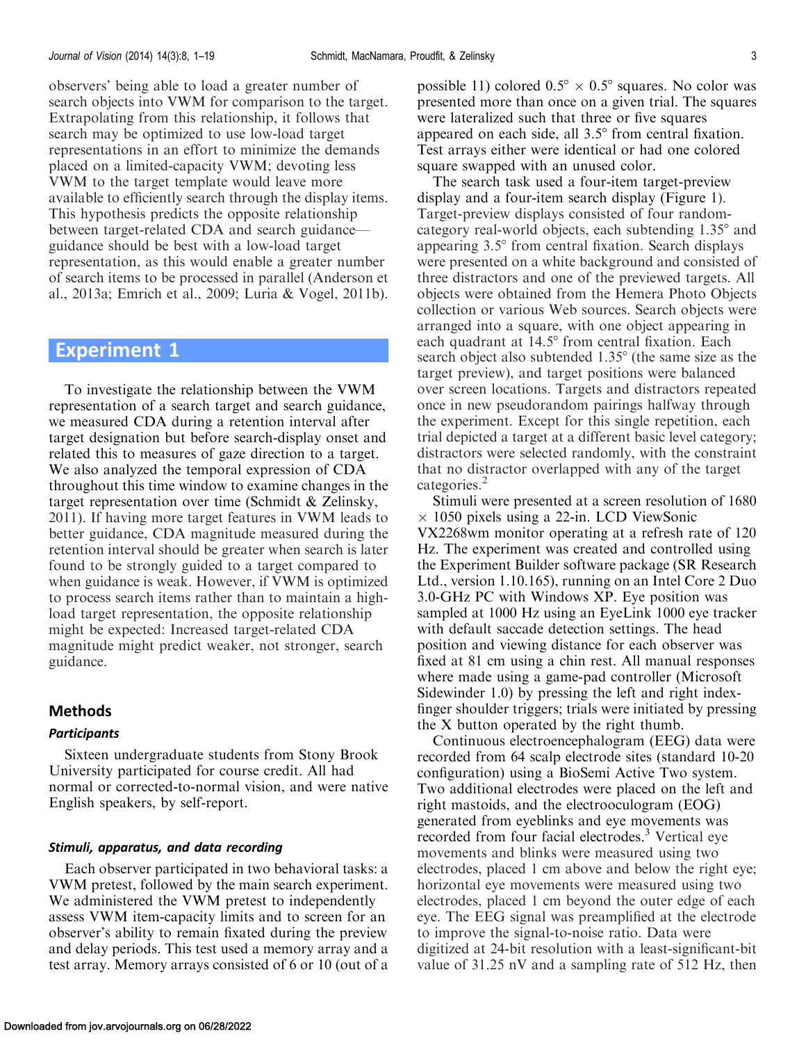observers' being able to load a greater number of search objects into VWM for comparison to the target. Extrapolating from this relationship, it follows that search may be optimized to use low-load target representations in an effort to minimize the demands placed on a limited-capacity VWM; devoting less VWM to the target template would leave more available to efficiently search through the display items. This hypothesis predicts the opposite relationship between target-related CDA and search guidance—guidance should be best with a low-load target representation, as this would enable a greater number of search items to be processed in parallel (Anderson et al., 2013a; Emrich et al., 2009; Luria & Vogel, 2011b).

## Experiment 1

To investigate the relationship between the VWM representation of a search target and search guidance, we measured CDA during a retention interval after target designation but before search-display onset and related this to measures of gaze direction to a target. We also analyzed the temporal expression of CDA throughout this time window to examine changes in the target representation over time (Schmidt & Zelinsky, 2011). If having more target features in VWM leads to better guidance, CDA magnitude measured during the retention interval should be greater when search is later found to be strongly guided to a target compared to when guidance is weak. However, if VWM is optimized to process search items rather than to maintain a high-load target representation, the opposite relationship might be expected: Increased target-related CDA magnitude might predict weaker, not stronger, search guidance.

### Methods

#### *Participants*

Sixteen undergraduate students from Stony Brook University participated for course credit. All had normal or corrected-to-normal vision, and were native English speakers, by self-report.

#### *Stimuli, apparatus, and data recording*

Each observer participated in two behavioral tasks: a VWM pretest, followed by the main search experiment. We administered the VWM pretest to independently assess VWM item-capacity limits and to screen for an observer's ability to remain fixated during the preview and delay periods. This test used a memory array and a test array. Memory arrays consisted of 6 or 10 (out of a possible 11) colored 0.5° × 0.5° squares. No color was presented more than once on a given trial. The squares were lateralized such that three or five squares appeared on each side, all 3.5° from central fixation. Test arrays either were identical or had one colored square swapped with an unused color.

The search task used a four-item target-preview display and a four-item search display (Figure 1). Target-preview displays consisted of four random-category real-world objects, each subtending 1.35° and appearing 3.5° from central fixation. Search displays were presented on a white background and consisted of three distractors and one of the previewed targets. All objects were obtained from the Hemera Photo Objects collection or various Web sources. Search objects were arranged into a square, with one object appearing in each quadrant at 14.5° from central fixation. Each search object also subtended 1.35° (the same size as the target preview), and target positions were balanced over screen locations. Targets and distractors repeated once in new pseudorandom pairings halfway through the experiment. Except for this single repetition, each trial depicted a target at a different basic level category; distractors were selected randomly, with the constraint that no distractor overlapped with any of the target categories.[2]

Stimuli were presented at a screen resolution of 1680 × 1050 pixels using a 22-in. LCD ViewSonic VX2268wm monitor operating at a refresh rate of 120 Hz. The experiment was created and controlled using the Experiment Builder software package (SR Research Ltd., version 1.10.165), running on an Intel Core 2 Duo 3.0-GHz PC with Windows XP. Eye position was sampled at 1000 Hz using an EyeLink 1000 eye tracker with default saccade detection settings. The head position and viewing distance for each observer was fixed at 81 cm using a chin rest. All manual responses where made using a game-pad controller (Microsoft Sidewinder 1.0) by pressing the left and right index-finger shoulder triggers; trials were initiated by pressing the X button operated by the right thumb.

Continuous electroencephalogram (EEG) data were recorded from 64 scalp electrode sites (standard 10-20 configuration) using a BioSemi Active Two system. Two additional electrodes were placed on the left and right mastoids, and the electrooculogram (EOG) generated from eyeblinks and eye movements was recorded from four facial electrodes.[3] Vertical eye movements and blinks were measured using two electrodes, placed 1 cm above and below the right eye; horizontal eye movements were measured using two electrodes, placed 1 cm beyond the outer edge of each eye. The EEG signal was preamplified at the electrode to improve the signal-to-noise ratio. Data were digitized at 24-bit resolution with a least-significant-bit value of 31.25 nV and a sampling rate of 512 Hz, then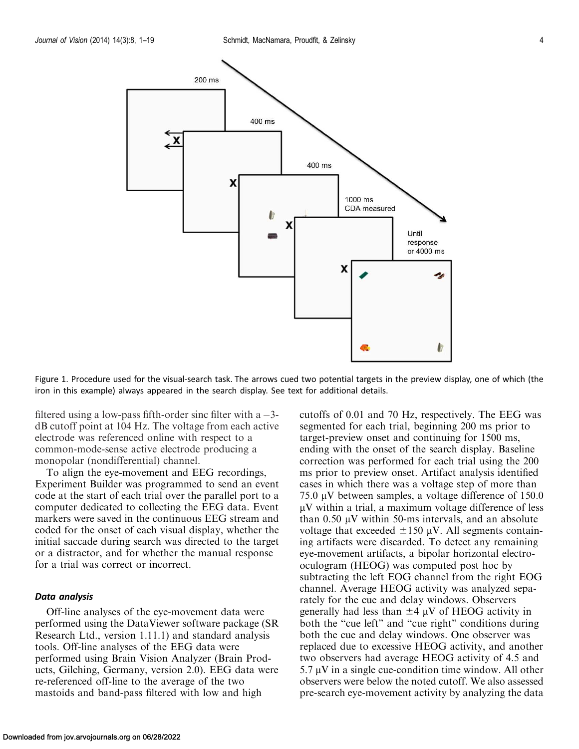200 ms

400 ms

400 ms

1000 ms
CDA measured

Until
response
or 4000 ms

Figure 1. Procedure used for the visual-search task. The arrows cued two potential targets in the preview display, one of which (the iron in this example) always appeared in the search display. See text for additional details.

filtered using a low-pass fifth-order sinc filter with a −3-dB cutoff point at 104 Hz. The voltage from each active electrode was referenced online with respect to a common-mode-sense active electrode producing a monopolar (nondifferential) channel.

To align the eye-movement and EEG recordings, Experiment Builder was programmed to send an event code at the start of each trial over the parallel port to a computer dedicated to collecting the EEG data. Event markers were saved in the continuous EEG stream and coded for the onset of each visual display, whether the initial saccade during search was directed to the target or a distractor, and for whether the manual response for a trial was correct or incorrect.

### *Data analysis*

Off-line analyses of the eye-movement data were performed using the DataViewer software package (SR Research Ltd., version 1.11.1) and standard analysis tools. Off-line analyses of the EEG data were performed using Brain Vision Analyzer (Brain Products, Gilching, Germany, version 2.0). EEG data were re-referenced off-line to the average of the two mastoids and band-pass filtered with low and high cutoffs of 0.01 and 70 Hz, respectively. The EEG was segmented for each trial, beginning 200 ms prior to target-preview onset and continuing for 1500 ms, ending with the onset of the search display. Baseline correction was performed for each trial using the 200 ms prior to preview onset. Artifact analysis identified cases in which there was a voltage step of more than 75.0 μV between samples, a voltage difference of 150.0 μV within a trial, a maximum voltage difference of less than 0.50 μV within 50-ms intervals, and an absolute voltage that exceeded ±150 μV. All segments containing artifacts were discarded. To detect any remaining eye-movement artifacts, a bipolar horizontal electrooculogram (HEOG) was computed post hoc by subtracting the left EOG channel from the right EOG channel. Average HEOG activity was analyzed separately for the cue and delay windows. Observers generally had less than ±4 μV of HEOG activity in both the "cue left" and "cue right" conditions during both the cue and delay windows. One observer was replaced due to excessive HEOG activity, and another two observers had average HEOG activity of 4.5 and 5.7 μV in a single cue-condition time window. All other observers were below the noted cutoff. We also assessed pre-search eye-movement activity by analyzing the data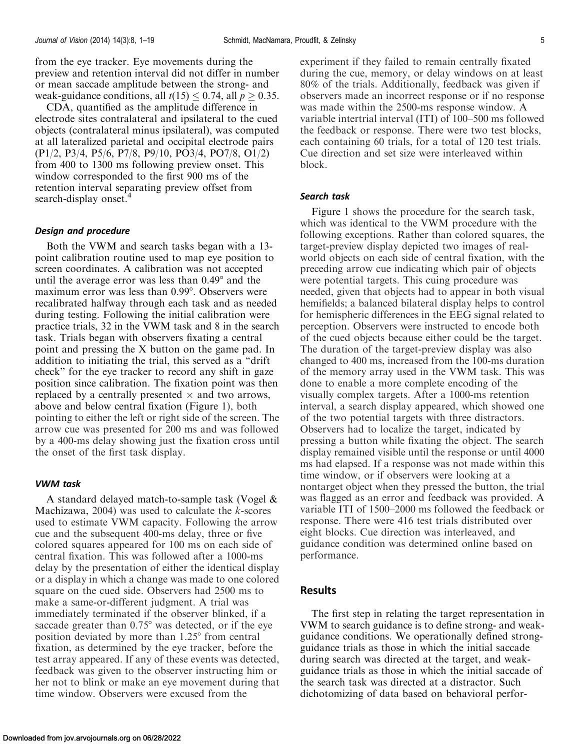from the eye tracker. Eye movements during the preview and retention interval did not differ in number or mean saccade amplitude between the strong- and weak-guidance conditions, all $t(15) \leq 0.74$, all $p \geq 0.35$.

CDA, quantified as the amplitude difference in electrode sites contralateral and ipsilateral to the cued objects (contralateral minus ipsilateral), was computed at all lateralized parietal and occipital electrode pairs (P1/2, P3/4, P5/6, P7/8, P9/10, PO3/4, PO7/8, O1/2) from 400 to 1300 ms following preview onset. This window corresponded to the first 900 ms of the retention interval separating preview offset from search-display onset.[4]

#### Design and procedure

Both the VWM and search tasks began with a 13-point calibration routine used to map eye position to screen coordinates. A calibration was not accepted until the average error was less than 0.49° and the maximum error was less than 0.99°. Observers were recalibrated halfway through each task and as needed during testing. Following the initial calibration were practice trials, 32 in the VWM task and 8 in the search task. Trials began with observers fixating a central point and pressing the X button on the game pad. In addition to initiating the trial, this served as a "drift check" for the eye tracker to record any shift in gaze position since calibration. The fixation point was then replaced by a centrally presented × and two arrows, above and below central fixation (Figure 1), both pointing to either the left or right side of the screen. The arrow cue was presented for 200 ms and was followed by a 400-ms delay showing just the fixation cross until the onset of the first task display.

#### VWM task

A standard delayed match-to-sample task (Vogel & Machizawa, 2004) was used to calculate the *k*-scores used to estimate VWM capacity. Following the arrow cue and the subsequent 400-ms delay, three or five colored squares appeared for 100 ms on each side of central fixation. This was followed after a 1000-ms delay by the presentation of either the identical display or a display in which a change was made to one colored square on the cued side. Observers had 2500 ms to make a same-or-different judgment. A trial was immediately terminated if the observer blinked, if a saccade greater than 0.75° was detected, or if the eye position deviated by more than 1.25° from central fixation, as determined by the eye tracker, before the test array appeared. If any of these events was detected, feedback was given to the observer instructing him or her not to blink or make an eye movement during that time window. Observers were excused from the experiment if they failed to remain centrally fixated during the cue, memory, or delay windows on at least 80% of the trials. Additionally, feedback was given if observers made an incorrect response or if no response was made within the 2500-ms response window. A variable intertrial interval (ITI) of 100–500 ms followed the feedback or response. There were two test blocks, each containing 60 trials, for a total of 120 test trials. Cue direction and set size were interleaved within block.

#### Search task

Figure 1 shows the procedure for the search task, which was identical to the VWM procedure with the following exceptions. Rather than colored squares, the target-preview display depicted two images of real-world objects on each side of central fixation, with the preceding arrow cue indicating which pair of objects were potential targets. This cuing procedure was needed, given that objects had to appear in both visual hemifields; a balanced bilateral display helps to control for hemispheric differences in the EEG signal related to perception. Observers were instructed to encode both of the cued objects because either could be the target. The duration of the target-preview display was also changed to 400 ms, increased from the 100-ms duration of the memory array used in the VWM task. This was done to enable a more complete encoding of the visually complex targets. After a 1000-ms retention interval, a search display appeared, which showed one of the two potential targets with three distractors. Observers had to localize the target, indicated by pressing a button while fixating the object. The search display remained visible until the response or until 4000 ms had elapsed. If a response was not made within this time window, or if observers were looking at a nontarget object when they pressed the button, the trial was flagged as an error and feedback was provided. A variable ITI of 1500–2000 ms followed the feedback or response. There were 416 test trials distributed over eight blocks. Cue direction was interleaved, and guidance condition was determined online based on performance.

## Results

The first step in relating the target representation in VWM to search guidance is to define strong- and weak-guidance conditions. We operationally defined strong-guidance trials as those in which the initial saccade during search was directed at the target, and weak-guidance trials as those in which the initial saccade of the search task was directed at a distractor. Such dichotomizing of data based on behavioral perfor-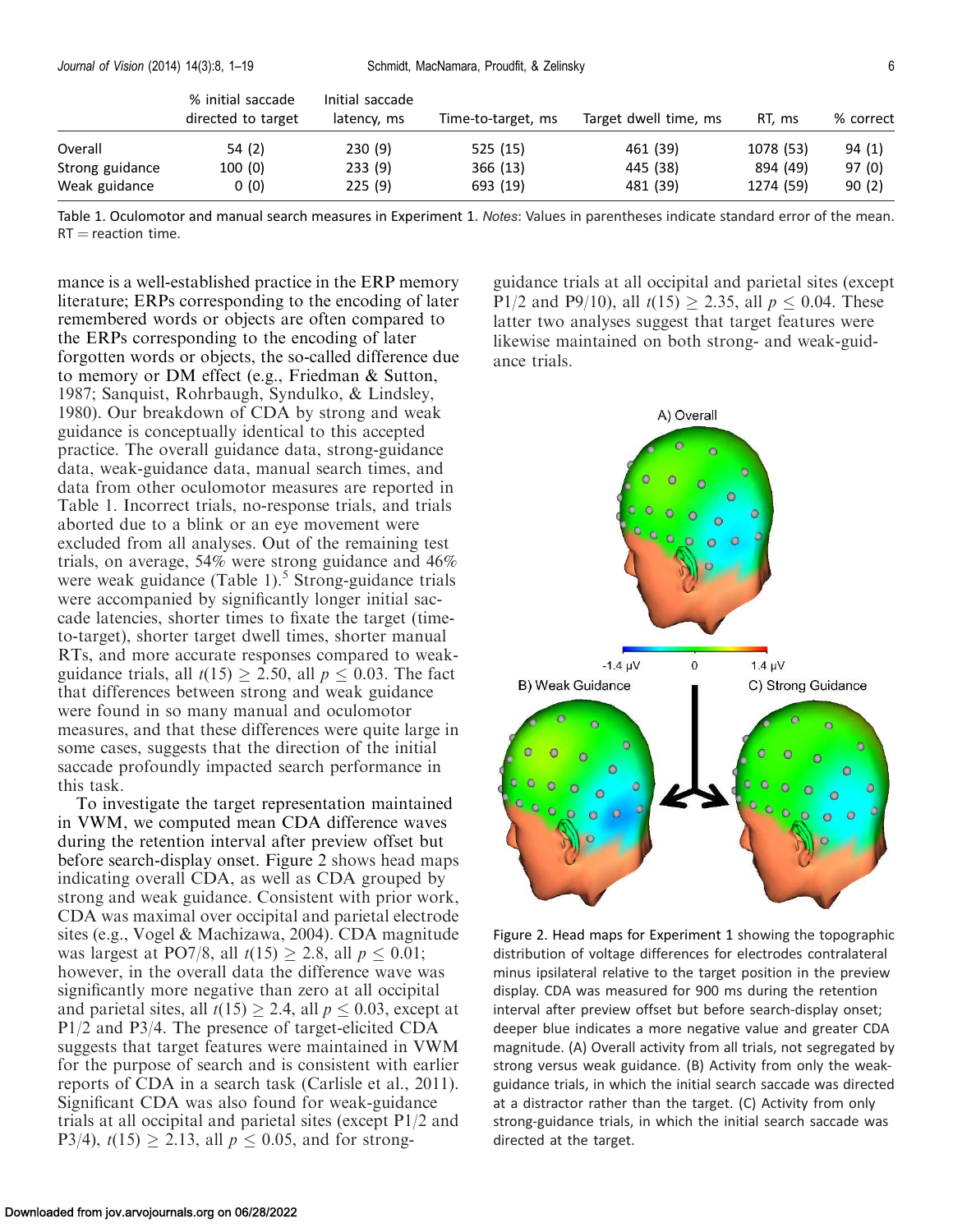| | % initial saccade directed to target | Initial saccade latency, ms | Time-to-target, ms | Target dwell time, ms | RT, ms | % correct |
|---|---|---|---|---|---|---|
| Overall | 54 (2) | 230 (9) | 525 (15) | 461 (39) | 1078 (53) | 94 (1) |
| Strong guidance | 100 (0) | 233 (9) | 366 (13) | 445 (38) | 894 (49) | 97 (0) |
| Weak guidance | 0 (0) | 225 (9) | 693 (19) | 481 (39) | 1274 (59) | 90 (2) |

Table 1. Oculomotor and manual search measures in Experiment 1. *Notes*: Values in parentheses indicate standard error of the mean. RT = reaction time.

mance is a well-established practice in the ERP memory literature; ERPs corresponding to the encoding of later remembered words or objects are often compared to the ERPs corresponding to the encoding of later forgotten words or objects, the so-called difference due to memory or DM effect (e.g., Friedman & Sutton, 1987; Sanquist, Rohrbaugh, Syndulko, & Lindsley, 1980). Our breakdown of CDA by strong and weak guidance is conceptually identical to this accepted practice. The overall guidance data, strong-guidance data, weak-guidance data, manual search times, and data from other oculomotor measures are reported in Table 1. Incorrect trials, no-response trials, and trials aborted due to a blink or an eye movement were excluded from all analyses. Out of the remaining test trials, on average, 54% were strong guidance and 46% were weak guidance (Table 1).[5] Strong-guidance trials were accompanied by significantly longer initial saccade latencies, shorter times to fixate the target (time-to-target), shorter target dwell times, shorter manual RTs, and more accurate responses compared to weak-guidance trials, all $t(15) \geq 2.50$, all $p \leq 0.03$. The fact that differences between strong and weak guidance were found in so many manual and oculomotor measures, and that these differences were quite large in some cases, suggests that the direction of the initial saccade profoundly impacted search performance in this task.

To investigate the target representation maintained in VWM, we computed mean CDA difference waves during the retention interval after preview offset but before search-display onset. Figure 2 shows head maps indicating overall CDA, as well as CDA grouped by strong and weak guidance. Consistent with prior work, CDA was maximal over occipital and parietal electrode sites (e.g., Vogel & Machizawa, 2004). CDA magnitude was largest at PO7/8, all $t(15) \geq 2.8$, all $p \leq 0.01$; however, in the overall data the difference wave was significantly more negative than zero at all occipital and parietal sites, all $t(15) \geq 2.4$, all $p \leq 0.03$, except at P1/2 and P3/4. The presence of target-elicited CDA suggests that target features were maintained in VWM for the purpose of search and is consistent with earlier reports of CDA in a search task (Carlisle et al., 2011). Significant CDA was also found for weak-guidance trials at all occipital and parietal sites (except P1/2 and P3/4), $t(15) \geq 2.13$, all $p \leq 0.05$, and for strong-guidance trials at all occipital and parietal sites (except P1/2 and P9/10), all $t(15) \geq 2.35$, all $p \leq 0.04$. These latter two analyses suggest that target features were likewise maintained on both strong- and weak-guidance trials.

A) Overall

-1.4 μV
0
1.4 μV

B) Weak Guidance

C) Strong Guidance

Figure 2. Head maps for Experiment 1 showing the topographic distribution of voltage differences for electrodes contralateral minus ipsilateral relative to the target position in the preview display. CDA was measured for 900 ms during the retention interval after preview offset but before search-display onset; deeper blue indicates a more negative value and greater CDA magnitude. (A) Overall activity from all trials, not segregated by strong versus weak guidance. (B) Activity from only the weak-guidance trials, in which the initial search saccade was directed at a distractor rather than the target. (C) Activity from only strong-guidance trials, in which the initial search saccade was directed at the target.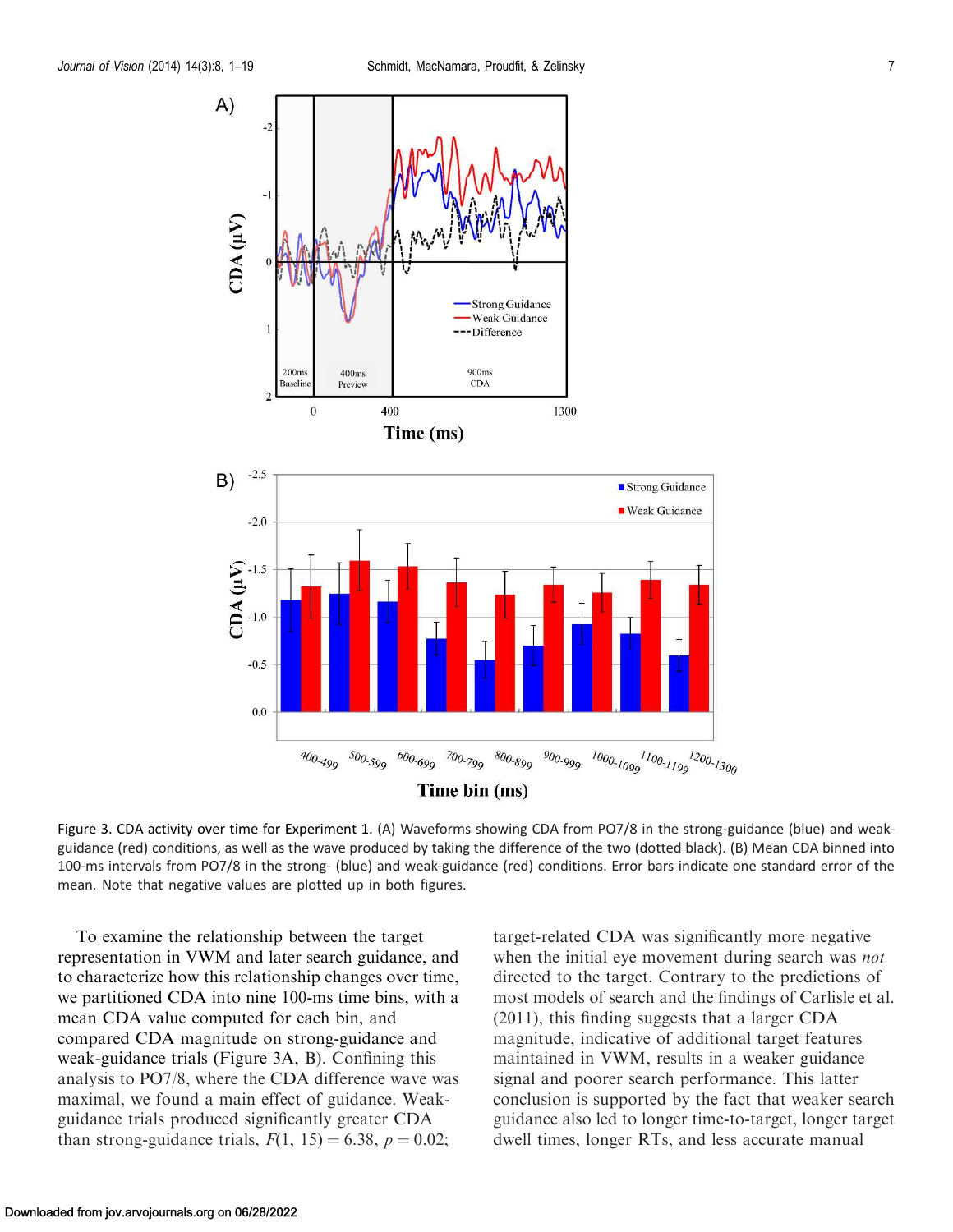A)

-2
-1
0
1
2

CDA (μV)

200ms Baseline
400ms Preview
900ms CDA

Strong Guidance
Weak Guidance
Difference

0
400
1300

Time (ms)

B)

-2.5
-2.0
-1.5
-1.0
-0.5
0.0

CDA (μV)

Strong Guidance
Weak Guidance

400-499
500-599
600-699
700-799
800-899
900-999
1000-1099
1100-1199
1200-1300

Time bin (ms)

Figure 3. CDA activity over time for Experiment 1. (A) Waveforms showing CDA from PO7/8 in the strong-guidance (blue) and weak-guidance (red) conditions, as well as the wave produced by taking the difference of the two (dotted black). (B) Mean CDA binned into 100-ms intervals from PO7/8 in the strong- (blue) and weak-guidance (red) conditions. Error bars indicate one standard error of the mean. Note that negative values are plotted up in both figures.

To examine the relationship between the target representation in VWM and later search guidance, and to characterize how this relationship changes over time, we partitioned CDA into nine 100-ms time bins, with a mean CDA value computed for each bin, and compared CDA magnitude on strong-guidance and weak-guidance trials (Figure 3A, B). Confining this analysis to PO7/8, where the CDA difference wave was maximal, we found a main effect of guidance. Weak-guidance trials produced significantly greater CDA than strong-guidance trials, $F(1, 15) = 6.38$, $p = 0.02$; target-related CDA was significantly more negative when the initial eye movement during search was *not* directed to the target. Contrary to the predictions of most models of search and the findings of Carlisle et al. (2011), this finding suggests that a larger CDA magnitude, indicative of additional target features maintained in VWM, results in a weaker guidance signal and poorer search performance. This latter conclusion is supported by the fact that weaker search guidance also led to longer time-to-target, longer target dwell times, longer RTs, and less accurate manual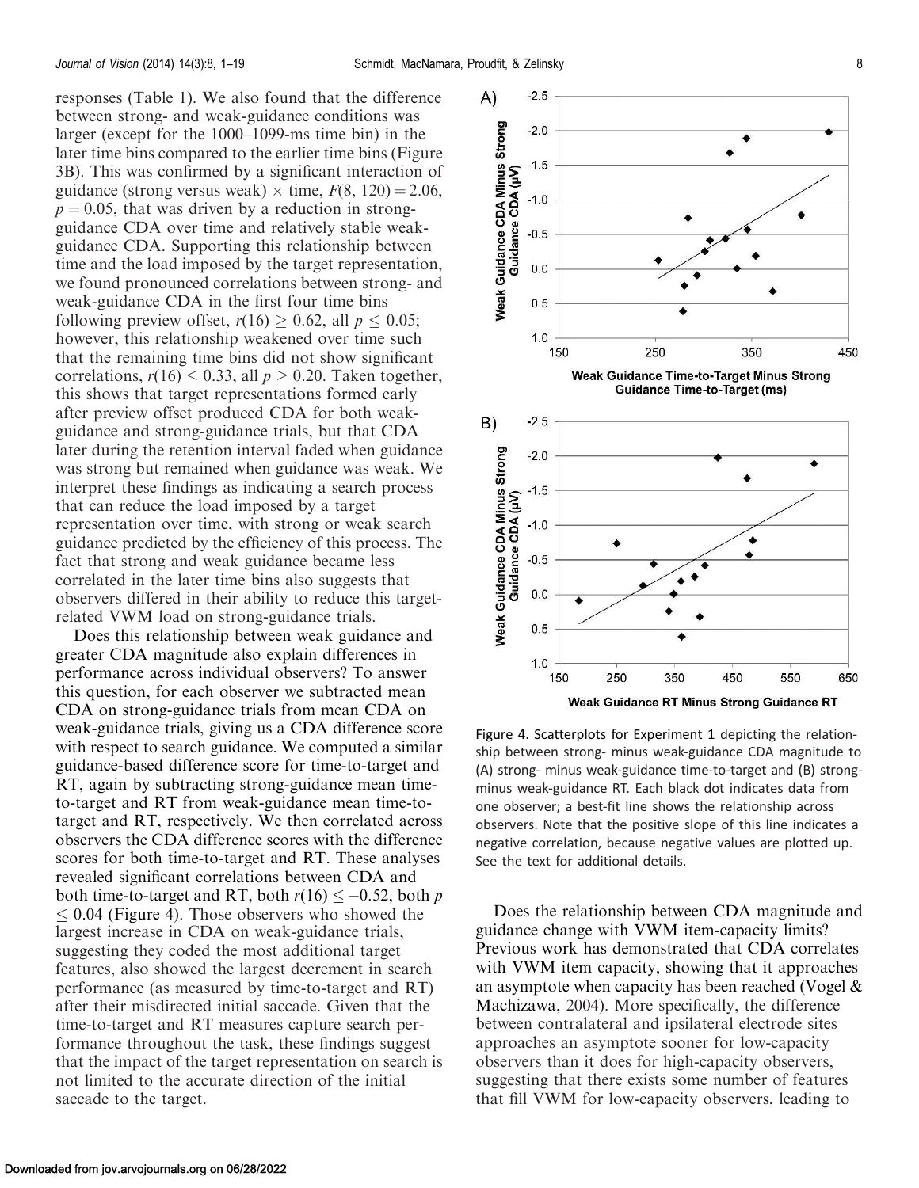responses (Table 1). We also found that the difference between strong- and weak-guidance conditions was larger (except for the 1000–1099-ms time bin) in the later time bins compared to the earlier time bins (Figure 3B). This was confirmed by a significant interaction of guidance (strong versus weak) × time, $F(8, 120) = 2.06$, $p = 0.05$, that was driven by a reduction in strong-guidance CDA over time and relatively stable weak-guidance CDA. Supporting this relationship between time and the load imposed by the target representation, we found pronounced correlations between strong- and weak-guidance CDA in the first four time bins following preview offset, $r(16) \geq 0.62$, all $p \leq 0.05$; however, this relationship weakened over time such that the remaining time bins did not show significant correlations, $r(16) \leq 0.33$, all $p \geq 0.20$. Taken together, this shows that target representations formed early after preview offset produced CDA for both weak-guidance and strong-guidance trials, but that CDA later during the retention interval faded when guidance was strong but remained when guidance was weak. We interpret these findings as indicating a search process that can reduce the load imposed by a target representation over time, with strong or weak search guidance predicted by the efficiency of this process. The fact that strong and weak guidance became less correlated in the later time bins also suggests that observers differed in their ability to reduce this target-related VWM load on strong-guidance trials.

Does this relationship between weak guidance and greater CDA magnitude also explain differences in performance across individual observers? To answer this question, for each observer we subtracted mean CDA on strong-guidance trials from mean CDA on weak-guidance trials, giving us a CDA difference score with respect to search guidance. We computed a similar guidance-based difference score for time-to-target and RT, again by subtracting strong-guidance mean time-to-target and RT from weak-guidance mean time-to-target and RT, respectively. We then correlated across observers the CDA difference scores with the difference scores for both time-to-target and RT. These analyses revealed significant correlations between CDA and both time-to-target and RT, both $r(16) \leq -0.52$, both $p \leq 0.04$ (Figure 4). Those observers who showed the largest increase in CDA on weak-guidance trials, suggesting they coded the most additional target features, also showed the largest decrement in search performance (as measured by time-to-target and RT) after their misdirected initial saccade. Given that the time-to-target and RT measures capture search performance throughout the task, these findings suggest that the impact of the target representation on search is not limited to the accurate direction of the initial saccade to the target.

A)

Weak Guidance CDA Minus Strong Guidance CDA (μV)

-2.5
-2.0
-1.5
-1.0
-0.5
0.0
0.5
1.0

150
250
350
450

Weak Guidance Time-to-Target Minus Strong Guidance Time-to-Target (ms)

B)

Weak Guidance CDA Minus Strong Guidance CDA (μV)

-2.5
-2.0
-1.5
-1.0
-0.5
0.0
0.5
1.0

150
250
350
450
550
650

Weak Guidance RT Minus Strong Guidance RT

Figure 4. Scatterplots for Experiment 1 depicting the relationship between strong- minus weak-guidance CDA magnitude to (A) strong- minus weak-guidance time-to-target and (B) strong-minus weak-guidance RT. Each black dot indicates data from one observer; a best-fit line shows the relationship across observers. Note that the positive slope of this line indicates a negative correlation, because negative values are plotted up. See the text for additional details.

Does the relationship between CDA magnitude and guidance change with VWM item-capacity limits? Previous work has demonstrated that CDA correlates with VWM item capacity, showing that it approaches an asymptote when capacity has been reached (Vogel & Machizawa, 2004). More specifically, the difference between contralateral and ipsilateral electrode sites approaches an asymptote sooner for low-capacity observers than it does for high-capacity observers, suggesting that there exists some number of features that fill VWM for low-capacity observers, leading to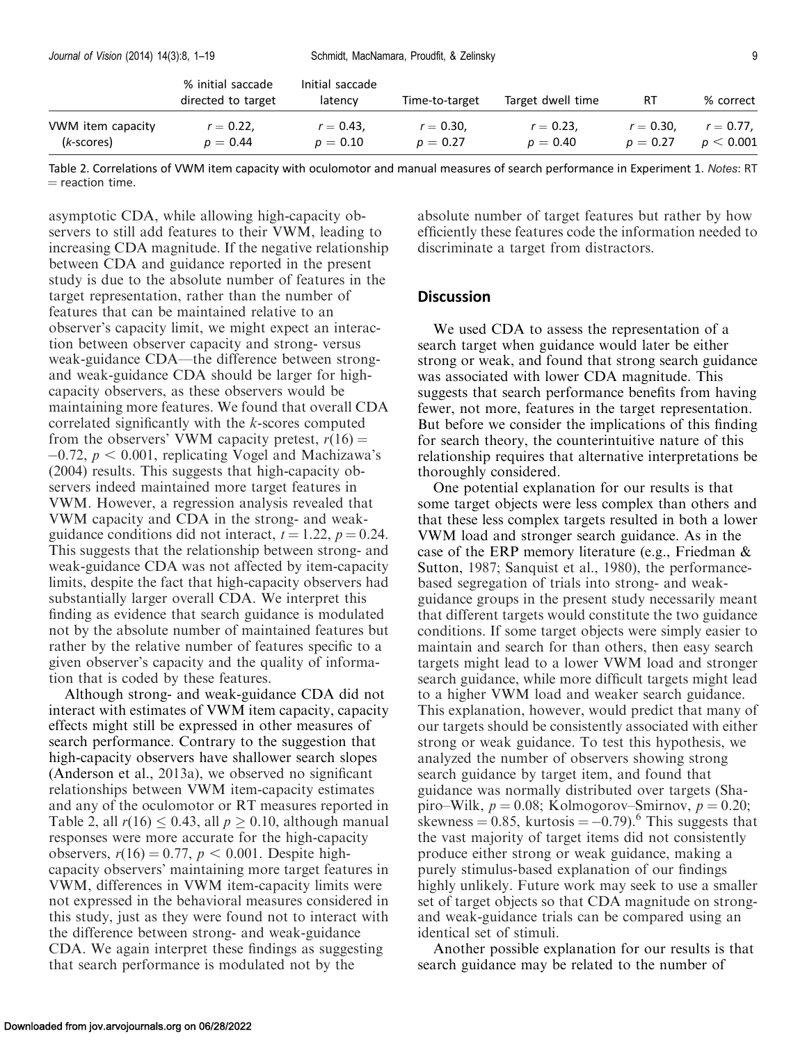| | % initial saccade directed to target | Initial saccade latency | Time-to-target | Target dwell time | RT | % correct |
|---|---|---|---|---|---|---|
| VWM item capacity (*k*-scores) | $r = 0.22$, $p = 0.44$ | $r = 0.43$, $p = 0.10$ | $r = 0.30$, $p = 0.27$ | $r = 0.23$, $p = 0.40$ | $r = 0.30$, $p = 0.27$ | $r = 0.77$, $p < 0.001$ |

Table 2. Correlations of VWM item capacity with oculomotor and manual measures of search performance in Experiment 1. *Notes*: RT = reaction time.

asymptotic CDA, while allowing high-capacity observers to still add features to their VWM, leading to increasing CDA magnitude. If the negative relationship between CDA and guidance reported in the present study is due to the absolute number of features in the target representation, rather than the number of features that can be maintained relative to an observer's capacity limit, we might expect an interaction between observer capacity and strong- versus weak-guidance CDA—the difference between strong- and weak-guidance CDA should be larger for high-capacity observers, as these observers would be maintaining more features. We found that overall CDA correlated significantly with the *k*-scores computed from the observers' VWM capacity pretest, $r(16) = -0.72$, $p < 0.001$, replicating Vogel and Machizawa's (2004) results. This suggests that high-capacity observers indeed maintained more target features in VWM. However, a regression analysis revealed that VWM capacity and CDA in the strong- and weak-guidance conditions did not interact, $t = 1.22$, $p = 0.24$. This suggests that the relationship between strong- and weak-guidance CDA was not affected by item-capacity limits, despite the fact that high-capacity observers had substantially larger overall CDA. We interpret this finding as evidence that search guidance is modulated not by the absolute number of maintained features but rather by the relative number of features specific to a given observer's capacity and the quality of information that is coded by these features.

Although strong- and weak-guidance CDA did not interact with estimates of VWM item capacity, capacity effects might still be expressed in other measures of search performance. Contrary to the suggestion that high-capacity observers have shallower search slopes (Anderson et al., 2013a), we observed no significant relationships between VWM item-capacity estimates and any of the oculomotor or RT measures reported in Table 2, all $r(16) \leq 0.43$, all $p \geq 0.10$, although manual responses were more accurate for the high-capacity observers, $r(16) = 0.77$, $p < 0.001$. Despite high-capacity observers' maintaining more target features in VWM, differences in VWM item-capacity limits were not expressed in the behavioral measures considered in this study, just as they were found not to interact with the difference between strong- and weak-guidance CDA. We again interpret these findings as suggesting that search performance is modulated not by the absolute number of target features but rather by how efficiently these features code the information needed to discriminate a target from distractors.

## Discussion

We used CDA to assess the representation of a search target when guidance would later be either strong or weak, and found that strong search guidance was associated with lower CDA magnitude. This suggests that search performance benefits from having fewer, not more, features in the target representation. But before we consider the implications of this finding for search theory, the counterintuitive nature of this relationship requires that alternative interpretations be thoroughly considered.

One potential explanation for our results is that some target objects were less complex than others and that these less complex targets resulted in both a lower VWM load and stronger search guidance. As in the case of the ERP memory literature (e.g., Friedman & Sutton, 1987; Sanquist et al., 1980), the performance-based segregation of trials into strong- and weak-guidance groups in the present study necessarily meant that different targets would constitute the two guidance conditions. If some target objects were simply easier to maintain and search for than others, then easy search targets might lead to a lower VWM load and stronger search guidance, while more difficult targets might lead to a higher VWM load and weaker search guidance. This explanation, however, would predict that many of our targets should be consistently associated with either strong or weak guidance. To test this hypothesis, we analyzed the number of observers showing strong search guidance by target item, and found that guidance was normally distributed over targets (Shapiro–Wilk, $p = 0.08$; Kolmogorov–Smirnov, $p = 0.20$; skewness $= 0.85$, kurtosis $= -0.79$).[6] This suggests that the vast majority of target items did not consistently produce either strong or weak guidance, making a purely stimulus-based explanation of our findings highly unlikely. Future work may seek to use a smaller set of target objects so that CDA magnitude on strong- and weak-guidance trials can be compared using an identical set of stimuli.

Another possible explanation for our results is that search guidance may be related to the number of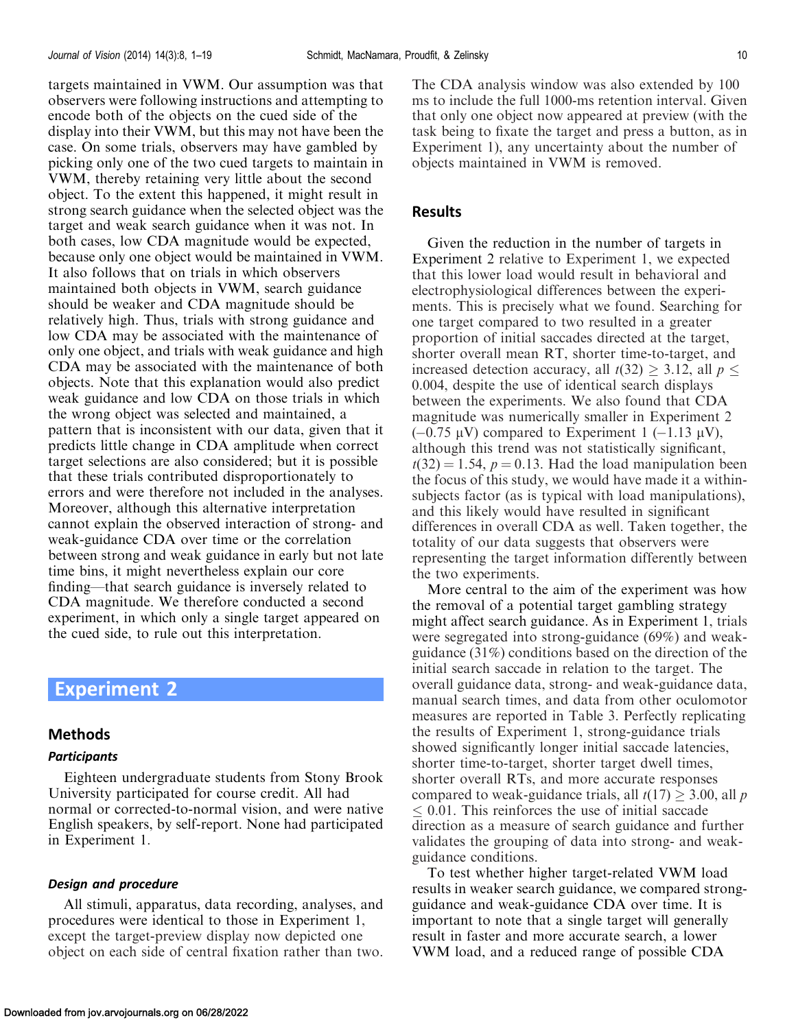targets maintained in VWM. Our assumption was that observers were following instructions and attempting to encode both of the objects on the cued side of the display into their VWM, but this may not have been the case. On some trials, observers may have gambled by picking only one of the two cued targets to maintain in VWM, thereby retaining very little about the second object. To the extent this happened, it might result in strong search guidance when the selected object was the target and weak search guidance when it was not. In both cases, low CDA magnitude would be expected, because only one object would be maintained in VWM. It also follows that on trials in which observers maintained both objects in VWM, search guidance should be weaker and CDA magnitude should be relatively high. Thus, trials with strong guidance and low CDA may be associated with the maintenance of only one object, and trials with weak guidance and high CDA may be associated with the maintenance of both objects. Note that this explanation would also predict weak guidance and low CDA on those trials in which the wrong object was selected and maintained, a pattern that is inconsistent with our data, given that it predicts little change in CDA amplitude when correct target selections are also considered; but it is possible that these trials contributed disproportionately to errors and were therefore not included in the analyses. Moreover, although this alternative interpretation cannot explain the observed interaction of strong- and weak-guidance CDA over time or the correlation between strong and weak guidance in early but not late time bins, it might nevertheless explain our core finding—that search guidance is inversely related to CDA magnitude. We therefore conducted a second experiment, in which only a single target appeared on the cued side, to rule out this interpretation.

# Experiment 2

## Methods

### *Participants*

Eighteen undergraduate students from Stony Brook University participated for course credit. All had normal or corrected-to-normal vision, and were native English speakers, by self-report. None had participated in Experiment 1.

### *Design and procedure*

All stimuli, apparatus, data recording, analyses, and procedures were identical to those in Experiment 1, except the target-preview display now depicted one object on each side of central fixation rather than two. The CDA analysis window was also extended by 100 ms to include the full 1000-ms retention interval. Given that only one object now appeared at preview (with the task being to fixate the target and press a button, as in Experiment 1), any uncertainty about the number of objects maintained in VWM is removed.

## Results

Given the reduction in the number of targets in Experiment 2 relative to Experiment 1, we expected that this lower load would result in behavioral and electrophysiological differences between the experiments. This is precisely what we found. Searching for one target compared to two resulted in a greater proportion of initial saccades directed at the target, shorter overall mean RT, shorter time-to-target, and increased detection accuracy, all $t(32) \geq 3.12$, all $p \leq 0.004$, despite the use of identical search displays between the experiments. We also found that CDA magnitude was numerically smaller in Experiment 2 ($-0.75$ μV) compared to Experiment 1 ($-1.13$ μV), although this trend was not statistically significant, $t(32) = 1.54$, $p = 0.13$. Had the load manipulation been the focus of this study, we would have made it a within-subjects factor (as is typical with load manipulations), and this likely would have resulted in significant differences in overall CDA as well. Taken together, the totality of our data suggests that observers were representing the target information differently between the two experiments.

More central to the aim of the experiment was how the removal of a potential target gambling strategy might affect search guidance. As in Experiment 1, trials were segregated into strong-guidance (69%) and weak-guidance (31%) conditions based on the direction of the initial search saccade in relation to the target. The overall guidance data, strong- and weak-guidance data, manual search times, and data from other oculomotor measures are reported in Table 3. Perfectly replicating the results of Experiment 1, strong-guidance trials showed significantly longer initial saccade latencies, shorter time-to-target, shorter target dwell times, shorter overall RTs, and more accurate responses compared to weak-guidance trials, all $t(17) \geq 3.00$, all $p \leq 0.01$. This reinforces the use of initial saccade direction as a measure of search guidance and further validates the grouping of data into strong- and weak-guidance conditions.

To test whether higher target-related VWM load results in weaker search guidance, we compared strong-guidance and weak-guidance CDA over time. It is important to note that a single target will generally result in faster and more accurate search, a lower VWM load, and a reduced range of possible CDA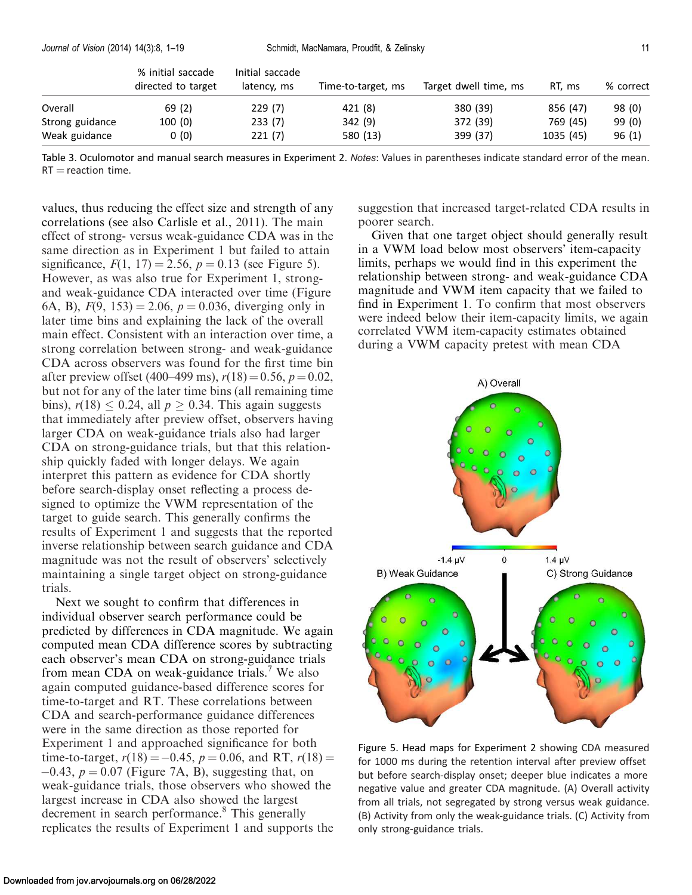| | % initial saccade directed to target | Initial saccade latency, ms | Time-to-target, ms | Target dwell time, ms | RT, ms | % correct |
|---|---|---|---|---|---|---|
| Overall | 69 (2) | 229 (7) | 421 (8) | 380 (39) | 856 (47) | 98 (0) |
| Strong guidance | 100 (0) | 233 (7) | 342 (9) | 372 (39) | 769 (45) | 99 (0) |
| Weak guidance | 0 (0) | 221 (7) | 580 (13) | 399 (37) | 1035 (45) | 96 (1) |

Table 3. Oculomotor and manual search measures in Experiment 2. *Notes*: Values in parentheses indicate standard error of the mean. RT = reaction time.

values, thus reducing the effect size and strength of any correlations (see also Carlisle et al., 2011). The main effect of strong- versus weak-guidance CDA was in the same direction as in Experiment 1 but failed to attain significance, $F(1, 17) = 2.56$, $p = 0.13$ (see Figure 5). However, as was also true for Experiment 1, strong- and weak-guidance CDA interacted over time (Figure 6A, B), $F(9, 153) = 2.06$, $p = 0.036$, diverging only in later time bins and explaining the lack of the overall main effect. Consistent with an interaction over time, a strong correlation between strong- and weak-guidance CDA across observers was found for the first time bin after preview offset (400–499 ms), $r(18) = 0.56$, $p = 0.02$, but not for any of the later time bins (all remaining time bins), $r(18) \leq 0.24$, all $p \geq 0.34$. This again suggests that immediately after preview offset, observers having larger CDA on weak-guidance trials also had larger CDA on strong-guidance trials, but that this relationship quickly faded with longer delays. We again interpret this pattern as evidence for CDA shortly before search-display onset reflecting a process designed to optimize the VWM representation of the target to guide search. This generally confirms the results of Experiment 1 and suggests that the reported inverse relationship between search guidance and CDA magnitude was not the result of observers' selectively maintaining a single target object on strong-guidance trials.

Next we sought to confirm that differences in individual observer search performance could be predicted by differences in CDA magnitude. We again computed mean CDA difference scores by subtracting each observer's mean CDA on strong-guidance trials from mean CDA on weak-guidance trials.[7] We also again computed guidance-based difference scores for time-to-target and RT. These correlations between CDA and search-performance guidance differences were in the same direction as those reported for Experiment 1 and approached significance for both time-to-target, $r(18) = -0.45$, $p = 0.06$, and RT, $r(18) = -0.43$, $p = 0.07$ (Figure 7A, B), suggesting that, on weak-guidance trials, those observers who showed the largest increase in CDA also showed the largest decrement in search performance.[8] This generally replicates the results of Experiment 1 and supports the suggestion that increased target-related CDA results in poorer search.

Given that one target object should generally result in a VWM load below most observers' item-capacity limits, perhaps we would find in this experiment the relationship between strong- and weak-guidance CDA magnitude and VWM item capacity that we failed to find in Experiment 1. To confirm that most observers were indeed below their item-capacity limits, we again correlated VWM item-capacity estimates obtained during a VWM capacity pretest with mean CDA

A) Overall

-1.4 μV
0
1.4 μV

B) Weak Guidance

C) Strong Guidance

Figure 5. Head maps for Experiment 2 showing CDA measured for 1000 ms during the retention interval after preview offset but before search-display onset; deeper blue indicates a more negative value and greater CDA magnitude. (A) Overall activity from all trials, not segregated by strong versus weak guidance. (B) Activity from only the weak-guidance trials. (C) Activity from only strong-guidance trials.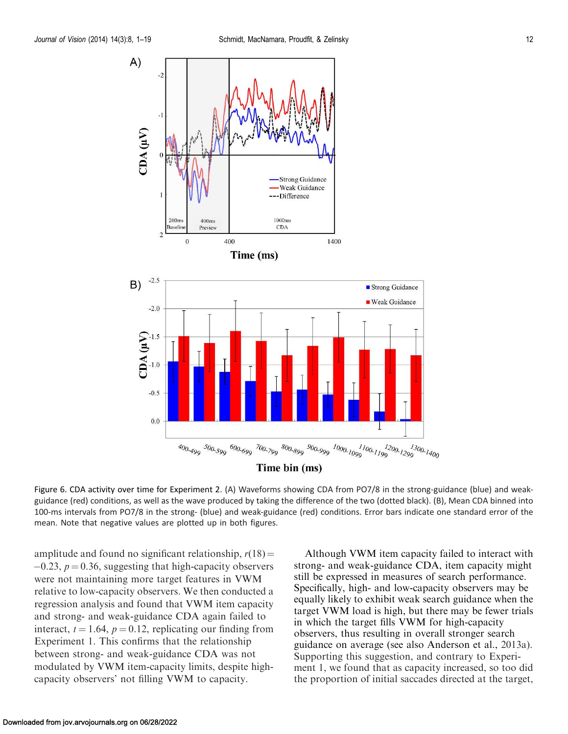A)

-2

-1

0

1

2

CDA (μV)

0

400

1400

Time (ms)

200ms Baseline

400ms Preview

1000ms CDA

Strong Guidance

Weak Guidance

Difference

B)

-2.5

-2.0

-1.5

-1.0

-0.5

0.0

CDA (μV)

Strong Guidance

Weak Guidance

400-499

500-599

600-699

700-799

800-899

900-999

1000-1099

1100-1199

1200-1299

1300-1400

Time bin (ms)

Figure 6. CDA activity over time for Experiment 2. (A) Waveforms showing CDA from PO7/8 in the strong-guidance (blue) and weak-guidance (red) conditions, as well as the wave produced by taking the difference of the two (dotted black). (B), Mean CDA binned into 100-ms intervals from PO7/8 in the strong- (blue) and weak-guidance (red) conditions. Error bars indicate one standard error of the mean. Note that negative values are plotted up in both figures.

amplitude and found no significant relationship, $r(18) = -0.23$, $p = 0.36$, suggesting that high-capacity observers were not maintaining more target features in VWM relative to low-capacity observers. We then conducted a regression analysis and found that VWM item capacity and strong- and weak-guidance CDA again failed to interact, $t = 1.64$, $p = 0.12$, replicating our finding from Experiment 1. This confirms that the relationship between strong- and weak-guidance CDA was not modulated by VWM item-capacity limits, despite high-capacity observers' not filling VWM to capacity.

Although VWM item capacity failed to interact with strong- and weak-guidance CDA, item capacity might still be expressed in measures of search performance. Specifically, high- and low-capacity observers may be equally likely to exhibit weak search guidance when the target VWM load is high, but there may be fewer trials in which the target fills VWM for high-capacity observers, thus resulting in overall stronger search guidance on average (see also Anderson et al., 2013a). Supporting this suggestion, and contrary to Experiment 1, we found that as capacity increased, so too did the proportion of initial saccades directed at the target,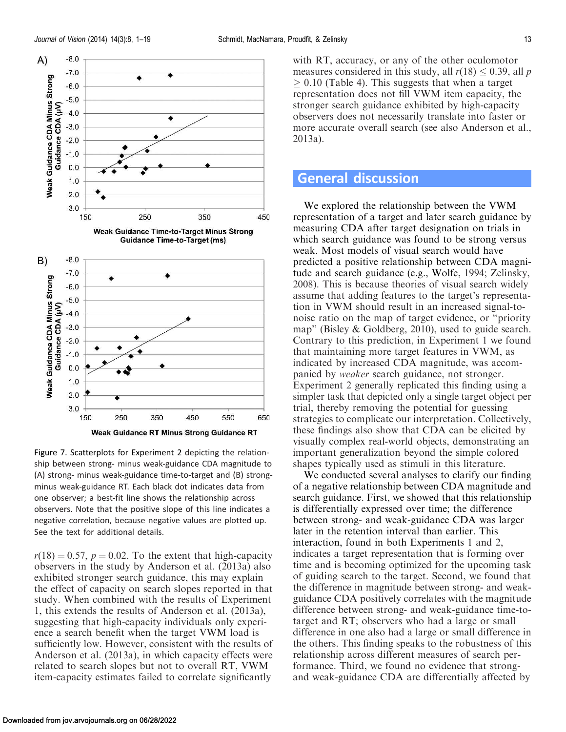A)

-8.0
-7.0
-6.0
-5.0
-4.0
-3.0
-2.0
-1.0
0.0
1.0
2.0
3.0

Weak Guidance CDA Minus Strong Guidance CDA (μV)

150
250
350
450

Weak Guidance Time-to-Target Minus Strong Guidance Time-to-Target (ms)

B)

-8.0
-7.0
-6.0
-5.0
-4.0
-3.0
-2.0
-1.0
0.0
1.0
2.0
3.0

Weak Guidance CDA Minus Strong Guidance CDA (μV)

150
250
350
450
550
650

Weak Guidance RT Minus Strong Guidance RT

Figure 7. Scatterplots for Experiment 2 depicting the relationship between strong- minus weak-guidance CDA magnitude to (A) strong- minus weak-guidance time-to-target and (B) strong-minus weak-guidance RT. Each black dot indicates data from one observer; a best-fit line shows the relationship across observers. Note that the positive slope of this line indicates a negative correlation, because negative values are plotted up. See the text for additional details.

$r(18) = 0.57$, $p = 0.02$. To the extent that high-capacity observers in the study by Anderson et al. (2013a) also exhibited stronger search guidance, this may explain the effect of capacity on search slopes reported in that study. When combined with the results of Experiment 1, this extends the results of Anderson et al. (2013a), suggesting that high-capacity individuals only experience a search benefit when the target VWM load is sufficiently low. However, consistent with the results of Anderson et al. (2013a), in which capacity effects were related to search slopes but not to overall RT, VWM item-capacity estimates failed to correlate significantly with RT, accuracy, or any of the other oculomotor measures considered in this study, all $r(18) \leq 0.39$, all $p \geq 0.10$ (Table 4). This suggests that when a target representation does not fill VWM item capacity, the stronger search guidance exhibited by high-capacity observers does not necessarily translate into faster or more accurate overall search (see also Anderson et al., 2013a).

## General discussion

We explored the relationship between the VWM representation of a target and later search guidance by measuring CDA after target designation on trials in which search guidance was found to be strong versus weak. Most models of visual search would have predicted a positive relationship between CDA magnitude and search guidance (e.g., Wolfe, 1994; Zelinsky, 2008). This is because theories of visual search widely assume that adding features to the target's representation in VWM should result in an increased signal-to-noise ratio on the map of target evidence, or "priority map" (Bisley & Goldberg, 2010), used to guide search. Contrary to this prediction, in Experiment 1 we found that maintaining more target features in VWM, as indicated by increased CDA magnitude, was accompanied by *weaker* search guidance, not stronger. Experiment 2 generally replicated this finding using a simpler task that depicted only a single target object per trial, thereby removing the potential for guessing strategies to complicate our interpretation. Collectively, these findings also show that CDA can be elicited by visually complex real-world objects, demonstrating an important generalization beyond the simple colored shapes typically used as stimuli in this literature.

We conducted several analyses to clarify our finding of a negative relationship between CDA magnitude and search guidance. First, we showed that this relationship is differentially expressed over time; the difference between strong- and weak-guidance CDA was larger later in the retention interval than earlier. This interaction, found in both Experiments 1 and 2, indicates a target representation that is forming over time and is becoming optimized for the upcoming task of guiding search to the target. Second, we found that the difference in magnitude between strong- and weak-guidance CDA positively correlates with the magnitude difference between strong- and weak-guidance time-to-target and RT; observers who had a large or small difference in one also had a large or small difference in the others. This finding speaks to the robustness of this relationship across different measures of search performance. Third, we found no evidence that strong- and weak-guidance CDA are differentially affected by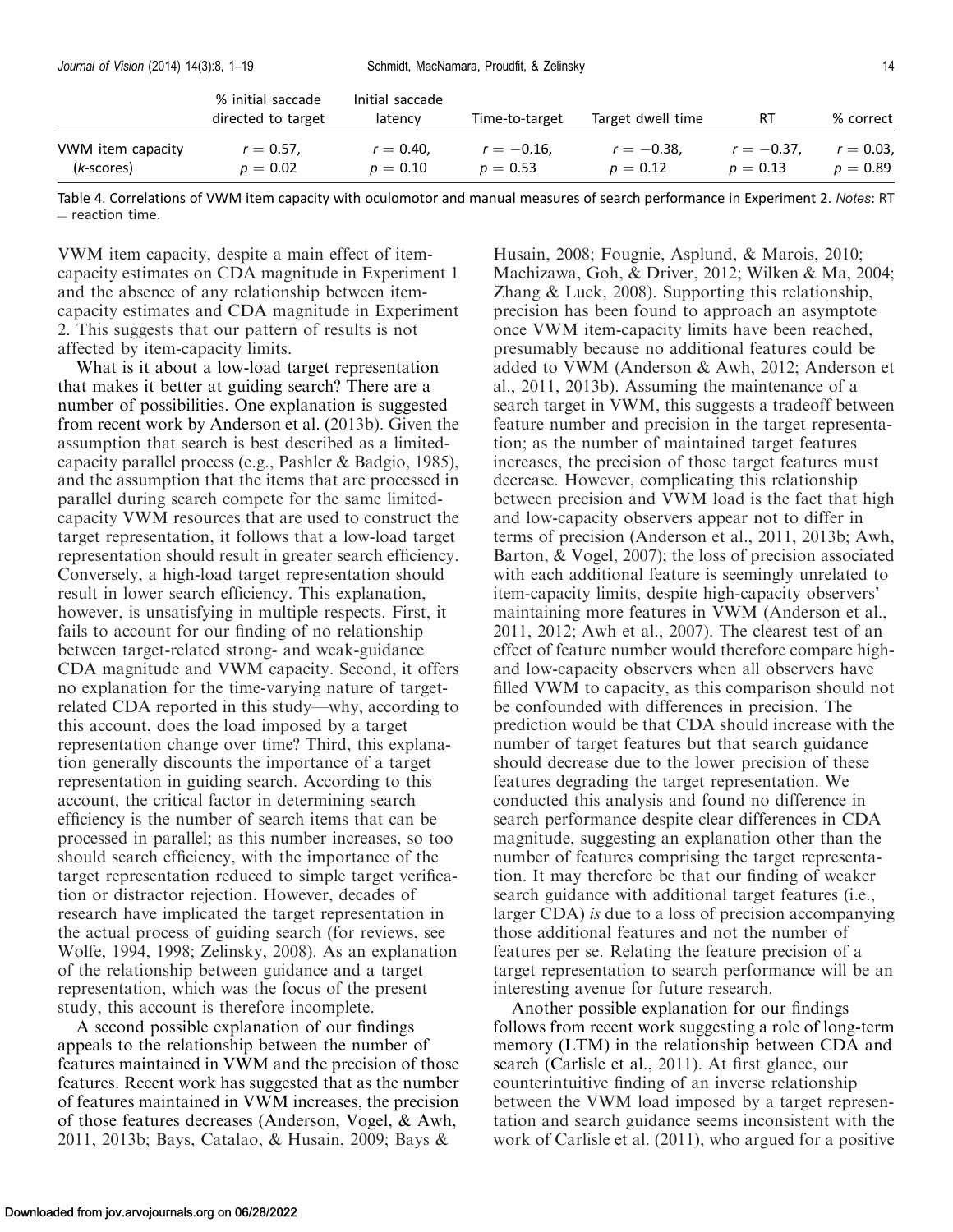| | % initial saccade directed to target | Initial saccade latency | Time-to-target | Target dwell time | RT | % correct |
|---|---|---|---|---|---|---|
| VWM item capacity (*k*-scores) | $r = 0.57$, $p = 0.02$ | $r = 0.40$, $p = 0.10$ | $r = -0.16$, $p = 0.53$ | $r = -0.38$, $p = 0.12$ | $r = -0.37$, $p = 0.13$ | $r = 0.03$, $p = 0.89$ |

Table 4. Correlations of VWM item capacity with oculomotor and manual measures of search performance in Experiment 2. *Notes*: RT = reaction time.

VWM item capacity, despite a main effect of item-capacity estimates on CDA magnitude in Experiment 1 and the absence of any relationship between item-capacity estimates and CDA magnitude in Experiment 2. This suggests that our pattern of results is not affected by item-capacity limits.

What is it about a low-load target representation that makes it better at guiding search? There are a number of possibilities. One explanation is suggested from recent work by Anderson et al. (2013b). Given the assumption that search is best described as a limited-capacity parallel process (e.g., Pashler & Badgio, 1985), and the assumption that the items that are processed in parallel during search compete for the same limited-capacity VWM resources that are used to construct the target representation, it follows that a low-load target representation should result in greater search efficiency. Conversely, a high-load target representation should result in lower search efficiency. This explanation, however, is unsatisfying in multiple respects. First, it fails to account for our finding of no relationship between target-related strong- and weak-guidance CDA magnitude and VWM capacity. Second, it offers no explanation for the time-varying nature of target-related CDA reported in this study—why, according to this account, does the load imposed by a target representation change over time? Third, this explanation generally discounts the importance of a target representation in guiding search. According to this account, the critical factor in determining search efficiency is the number of search items that can be processed in parallel; as this number increases, so too should search efficiency, with the importance of the target representation reduced to simple target verification or distractor rejection. However, decades of research have implicated the target representation in the actual process of guiding search (for reviews, see Wolfe, 1994, 1998; Zelinsky, 2008). As an explanation of the relationship between guidance and a target representation, which was the focus of the present study, this account is therefore incomplete.

A second possible explanation of our findings appeals to the relationship between the number of features maintained in VWM and the precision of those features. Recent work has suggested that as the number of features maintained in VWM increases, the precision of those features decreases (Anderson, Vogel, & Awh, 2011, 2013b; Bays, Catalao, & Husain, 2009; Bays & Husain, 2008; Fougnie, Asplund, & Marois, 2010; Machizawa, Goh, & Driver, 2012; Wilken & Ma, 2004; Zhang & Luck, 2008). Supporting this relationship, precision has been found to approach an asymptote once VWM item-capacity limits have been reached, presumably because no additional features could be added to VWM (Anderson & Awh, 2012; Anderson et al., 2011, 2013b). Assuming the maintenance of a search target in VWM, this suggests a tradeoff between feature number and precision in the target representation; as the number of maintained target features increases, the precision of those target features must decrease. However, complicating this relationship between precision and VWM load is the fact that high and low-capacity observers appear not to differ in terms of precision (Anderson et al., 2011, 2013b; Awh, Barton, & Vogel, 2007); the loss of precision associated with each additional feature is seemingly unrelated to item-capacity limits, despite high-capacity observers' maintaining more features in VWM (Anderson et al., 2011, 2012; Awh et al., 2007). The clearest test of an effect of feature number would therefore compare high- and low-capacity observers when all observers have filled VWM to capacity, as this comparison should not be confounded with differences in precision. The prediction would be that CDA should increase with the number of target features but that search guidance should decrease due to the lower precision of these features degrading the target representation. We conducted this analysis and found no difference in search performance despite clear differences in CDA magnitude, suggesting an explanation other than the number of features comprising the target representation. It may therefore be that our finding of weaker search guidance with additional target features (i.e., larger CDA) *is* due to a loss of precision accompanying those additional features and not the number of features per se. Relating the feature precision of a target representation to search performance will be an interesting avenue for future research.

Another possible explanation for our findings follows from recent work suggesting a role of long-term memory (LTM) in the relationship between CDA and search (Carlisle et al., 2011). At first glance, our counterintuitive finding of an inverse relationship between the VWM load imposed by a target representation and search guidance seems inconsistent with the work of Carlisle et al. (2011), who argued for a positive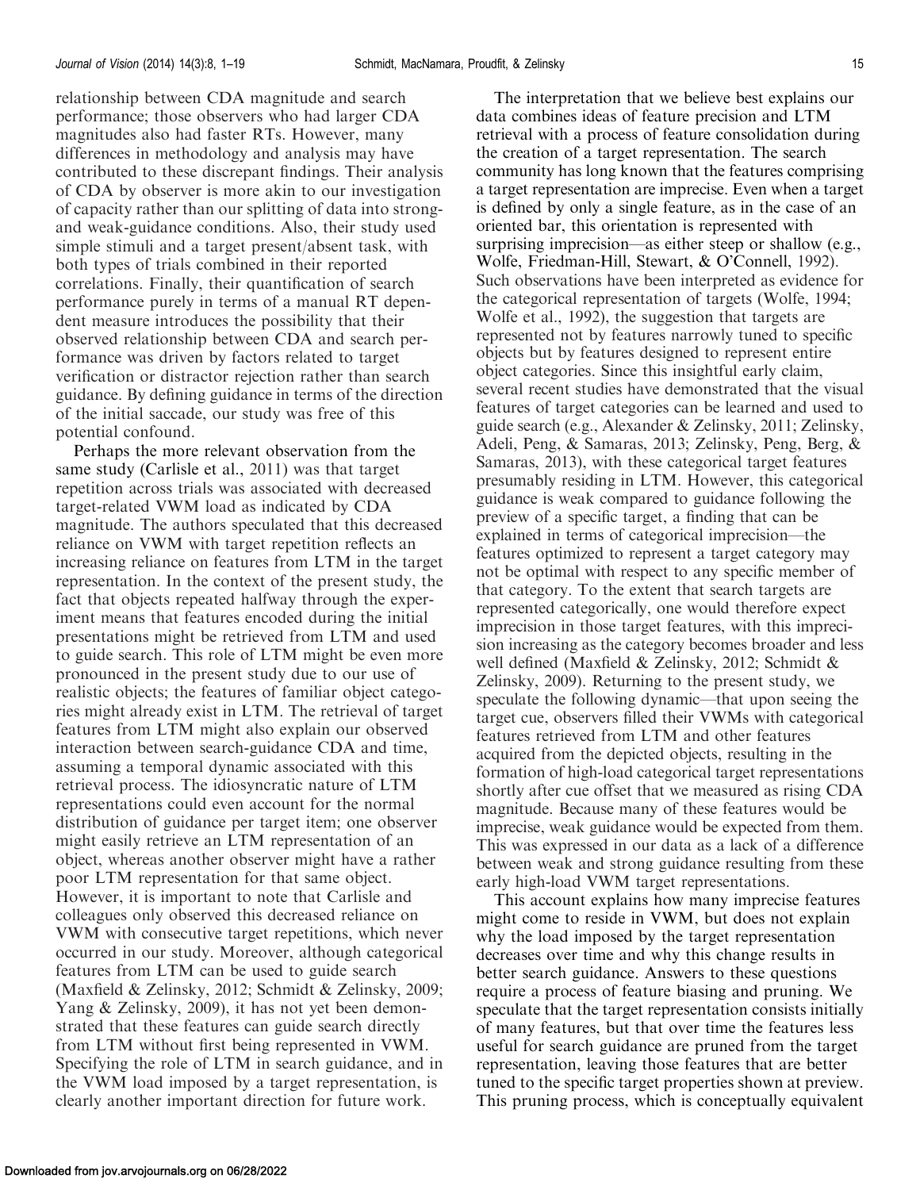relationship between CDA magnitude and search performance; those observers who had larger CDA magnitudes also had faster RTs. However, many differences in methodology and analysis may have contributed to these discrepant findings. Their analysis of CDA by observer is more akin to our investigation of capacity rather than our splitting of data into strong- and weak-guidance conditions. Also, their study used simple stimuli and a target present/absent task, with both types of trials combined in their reported correlations. Finally, their quantification of search performance purely in terms of a manual RT dependent measure introduces the possibility that their observed relationship between CDA and search performance was driven by factors related to target verification or distractor rejection rather than search guidance. By defining guidance in terms of the direction of the initial saccade, our study was free of this potential confound.

Perhaps the more relevant observation from the same study (Carlisle et al., 2011) was that target repetition across trials was associated with decreased target-related VWM load as indicated by CDA magnitude. The authors speculated that this decreased reliance on VWM with target repetition reflects an increasing reliance on features from LTM in the target representation. In the context of the present study, the fact that objects repeated halfway through the experiment means that features encoded during the initial presentations might be retrieved from LTM and used to guide search. This role of LTM might be even more pronounced in the present study due to our use of realistic objects; the features of familiar object categories might already exist in LTM. The retrieval of target features from LTM might also explain our observed interaction between search-guidance CDA and time, assuming a temporal dynamic associated with this retrieval process. The idiosyncratic nature of LTM representations could even account for the normal distribution of guidance per target item; one observer might easily retrieve an LTM representation of an object, whereas another observer might have a rather poor LTM representation for that same object. However, it is important to note that Carlisle and colleagues only observed this decreased reliance on VWM with consecutive target repetitions, which never occurred in our study. Moreover, although categorical features from LTM can be used to guide search (Maxfield & Zelinsky, 2012; Schmidt & Zelinsky, 2009; Yang & Zelinsky, 2009), it has not yet been demonstrated that these features can guide search directly from LTM without first being represented in VWM. Specifying the role of LTM in search guidance, and in the VWM load imposed by a target representation, is clearly another important direction for future work.

The interpretation that we believe best explains our data combines ideas of feature precision and LTM retrieval with a process of feature consolidation during the creation of a target representation. The search community has long known that the features comprising a target representation are imprecise. Even when a target is defined by only a single feature, as in the case of an oriented bar, this orientation is represented with surprising imprecision—as either steep or shallow (e.g., Wolfe, Friedman-Hill, Stewart, & O'Connell, 1992). Such observations have been interpreted as evidence for the categorical representation of targets (Wolfe, 1994; Wolfe et al., 1992), the suggestion that targets are represented not by features narrowly tuned to specific objects but by features designed to represent entire object categories. Since this insightful early claim, several recent studies have demonstrated that the visual features of target categories can be learned and used to guide search (e.g., Alexander & Zelinsky, 2011; Zelinsky, Adeli, Peng, & Samaras, 2013; Zelinsky, Peng, Berg, & Samaras, 2013), with these categorical target features presumably residing in LTM. However, this categorical guidance is weak compared to guidance following the preview of a specific target, a finding that can be explained in terms of categorical imprecision—the features optimized to represent a target category may not be optimal with respect to any specific member of that category. To the extent that search targets are represented categorically, one would therefore expect imprecision in those target features, with this imprecision increasing as the category becomes broader and less well defined (Maxfield & Zelinsky, 2012; Schmidt & Zelinsky, 2009). Returning to the present study, we speculate the following dynamic—that upon seeing the target cue, observers filled their VWMs with categorical features retrieved from LTM and other features acquired from the depicted objects, resulting in the formation of high-load categorical target representations shortly after cue offset that we measured as rising CDA magnitude. Because many of these features would be imprecise, weak guidance would be expected from them. This was expressed in our data as a lack of a difference between weak and strong guidance resulting from these early high-load VWM target representations.

This account explains how many imprecise features might come to reside in VWM, but does not explain why the load imposed by the target representation decreases over time and why this change results in better search guidance. Answers to these questions require a process of feature biasing and pruning. We speculate that the target representation consists initially of many features, but that over time the features less useful for search guidance are pruned from the target representation, leaving those features that are better tuned to the specific target properties shown at preview. This pruning process, which is conceptually equivalent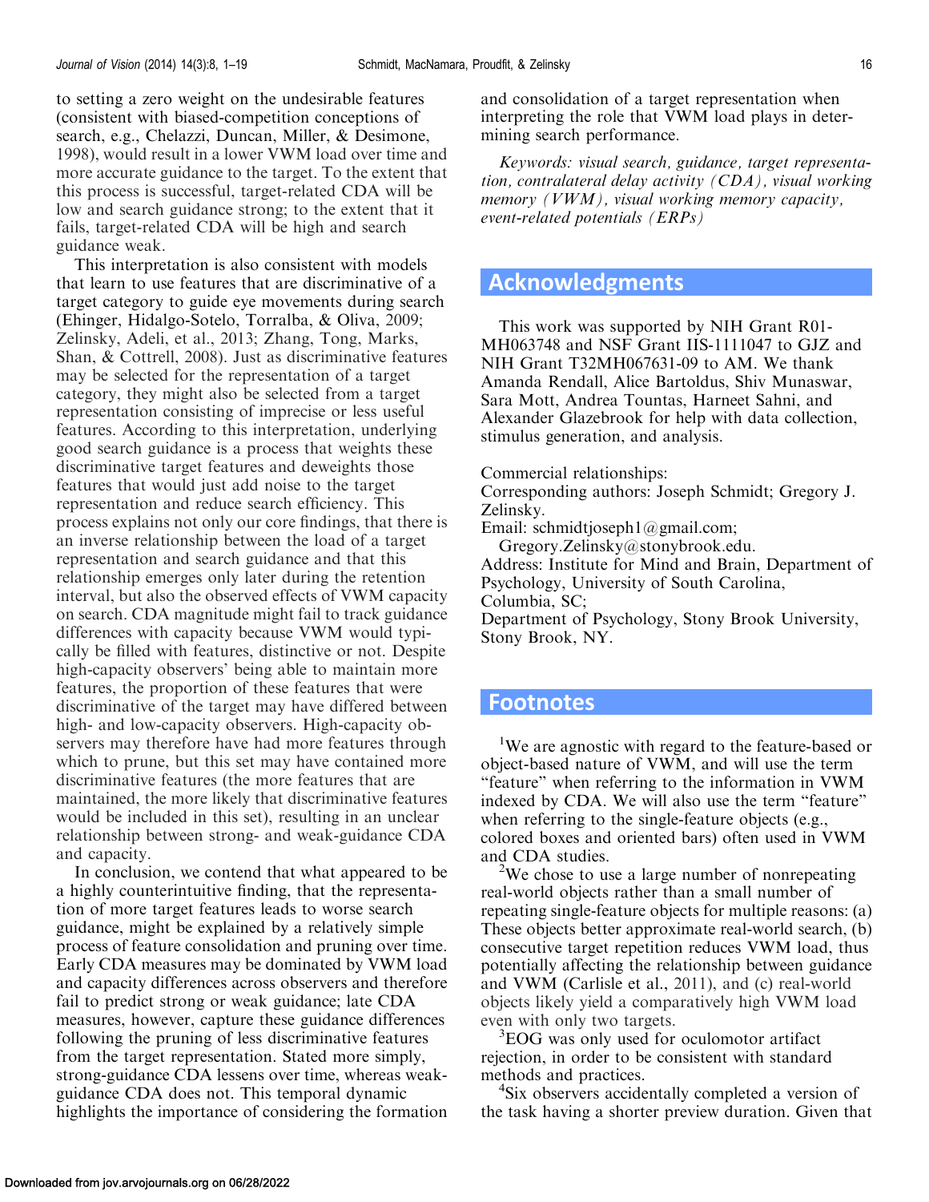to setting a zero weight on the undesirable features (consistent with biased-competition conceptions of search, e.g., Chelazzi, Duncan, Miller, & Desimone, 1998), would result in a lower VWM load over time and more accurate guidance to the target. To the extent that this process is successful, target-related CDA will be low and search guidance strong; to the extent that it fails, target-related CDA will be high and search guidance weak.

This interpretation is also consistent with models that learn to use features that are discriminative of a target category to guide eye movements during search (Ehinger, Hidalgo-Sotelo, Torralba, & Oliva, 2009; Zelinsky, Adeli, et al., 2013; Zhang, Tong, Marks, Shan, & Cottrell, 2008). Just as discriminative features may be selected for the representation of a target category, they might also be selected from a target representation consisting of imprecise or less useful features. According to this interpretation, underlying good search guidance is a process that weights these discriminative target features and deweights those features that would just add noise to the target representation and reduce search efficiency. This process explains not only our core findings, that there is an inverse relationship between the load of a target representation and search guidance and that this relationship emerges only later during the retention interval, but also the observed effects of VWM capacity on search. CDA magnitude might fail to track guidance differences with capacity because VWM would typically be filled with features, distinctive or not. Despite high-capacity observers' being able to maintain more features, the proportion of these features that were discriminative of the target may have differed between high- and low-capacity observers. High-capacity observers may therefore have had more features through which to prune, but this set may have contained more discriminative features (the more features that are maintained, the more likely that discriminative features would be included in this set), resulting in an unclear relationship between strong- and weak-guidance CDA and capacity.

In conclusion, we contend that what appeared to be a highly counterintuitive finding, that the representation of more target features leads to worse search guidance, might be explained by a relatively simple process of feature consolidation and pruning over time. Early CDA measures may be dominated by VWM load and capacity differences across observers and therefore fail to predict strong or weak guidance; late CDA measures, however, capture these guidance differences following the pruning of less discriminative features from the target representation. Stated more simply, strong-guidance CDA lessens over time, whereas weak-guidance CDA does not. This temporal dynamic highlights the importance of considering the formation and consolidation of a target representation when interpreting the role that VWM load plays in determining search performance.

*Keywords: visual search, guidance, target representation, contralateral delay activity (CDA), visual working memory (VWM), visual working memory capacity, event-related potentials (ERPs)*

## Acknowledgments

This work was supported by NIH Grant R01-MH063748 and NSF Grant IIS-1111047 to GJZ and NIH Grant T32MH067631-09 to AM. We thank Amanda Rendall, Alice Bartoldus, Shiv Munaswar, Sara Mott, Andrea Tountas, Harneet Sahni, and Alexander Glazebrook for help with data collection, stimulus generation, and analysis.

Commercial relationships:
Corresponding authors: Joseph Schmidt; Gregory J. Zelinsky.
Email: schmidtjoseph1@gmail.com; Gregory.Zelinsky@stonybrook.edu.
Address: Institute for Mind and Brain, Department of Psychology, University of South Carolina, Columbia, SC;
Department of Psychology, Stony Brook University, Stony Brook, NY.

## Footnotes

[1]We are agnostic with regard to the feature-based or object-based nature of VWM, and will use the term "feature" when referring to the information in VWM indexed by CDA. We will also use the term "feature" when referring to the single-feature objects (e.g., colored boxes and oriented bars) often used in VWM and CDA studies.

[2]We chose to use a large number of nonrepeating real-world objects rather than a small number of repeating single-feature objects for multiple reasons: (a) These objects better approximate real-world search, (b) consecutive target repetition reduces VWM load, thus potentially affecting the relationship between guidance and VWM (Carlisle et al., 2011), and (c) real-world objects likely yield a comparatively high VWM load even with only two targets.

[3]EOG was only used for oculomotor artifact rejection, in order to be consistent with standard methods and practices.

[4]Six observers accidentally completed a version of the task having a shorter preview duration. Given that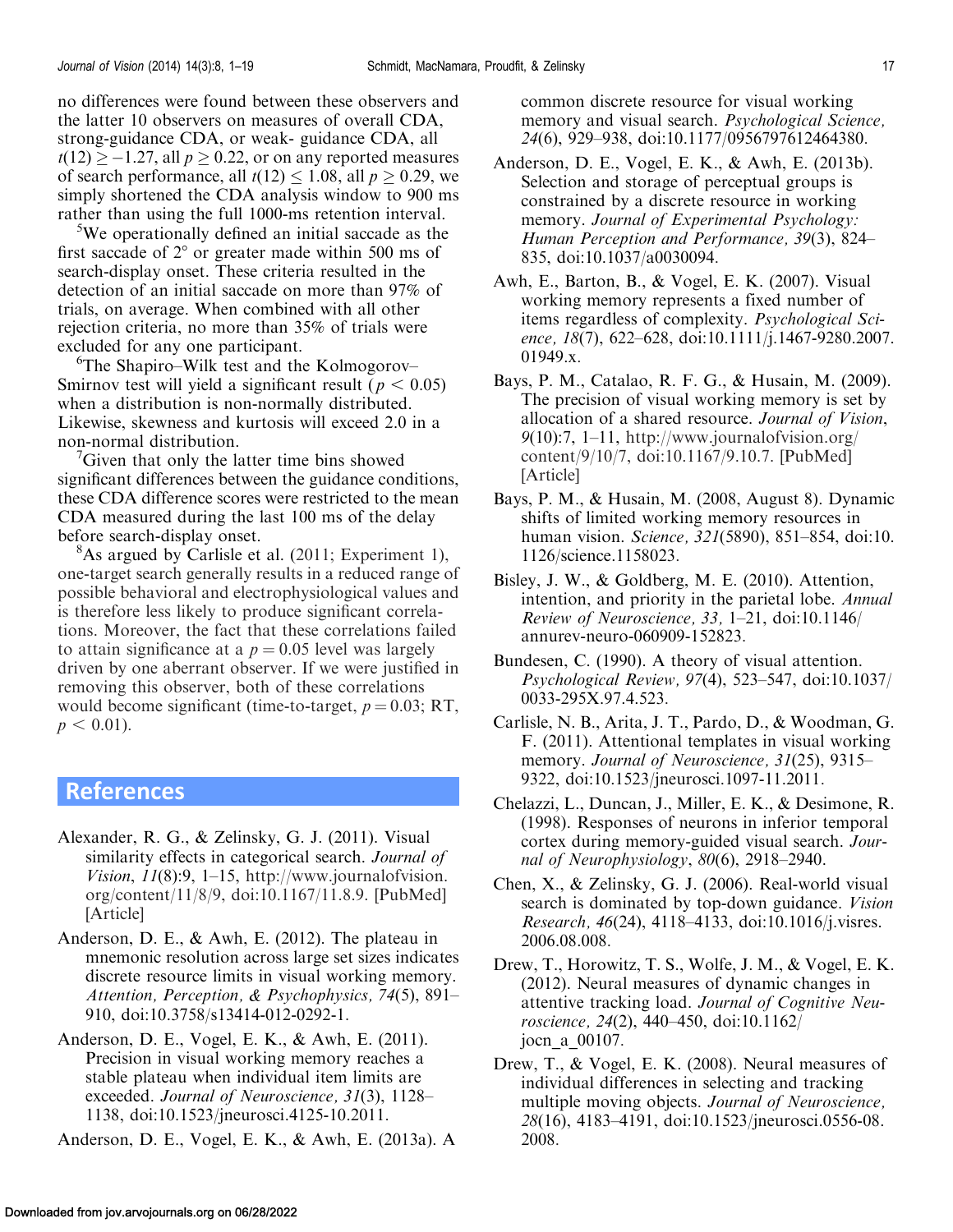no differences were found between these observers and the latter 10 observers on measures of overall CDA, strong-guidance CDA, or weak- guidance CDA, all $t(12) \geq -1.27$, all $p \geq 0.22$, or on any reported measures of search performance, all $t(12) \leq 1.08$, all $p \geq 0.29$, we simply shortened the CDA analysis window to 900 ms rather than using the full 1000-ms retention interval.

[5]We operationally defined an initial saccade as the first saccade of 2° or greater made within 500 ms of search-display onset. These criteria resulted in the detection of an initial saccade on more than 97% of trials, on average. When combined with all other rejection criteria, no more than 35% of trials were excluded for any one participant.

[6]The Shapiro–Wilk test and the Kolmogorov–Smirnov test will yield a significant result ($p < 0.05$) when a distribution is non-normally distributed. Likewise, skewness and kurtosis will exceed 2.0 in a non-normal distribution.

[7]Given that only the latter time bins showed significant differences between the guidance conditions, these CDA difference scores were restricted to the mean CDA measured during the last 100 ms of the delay before search-display onset.

[8]As argued by Carlisle et al. (2011; Experiment 1), one-target search generally results in a reduced range of possible behavioral and electrophysiological values and is therefore less likely to produce significant correlations. Moreover, the fact that these correlations failed to attain significance at a $p = 0.05$ level was largely driven by one aberrant observer. If we were justified in removing this observer, both of these correlations would become significant (time-to-target, $p = 0.03$; RT, $p < 0.01$).

## References

Alexander, R. G., & Zelinsky, G. J. (2011). Visual similarity effects in categorical search. *Journal of Vision*, *11*(8):9, 1–15, http://www.journalofvision.org/content/11/8/9, doi:10.1167/11.8.9. [PubMed] [Article]

Anderson, D. E., & Awh, E. (2012). The plateau in mnemonic resolution across large set sizes indicates discrete resource limits in visual working memory. *Attention, Perception, & Psychophysics, 74*(5), 891–910, doi:10.3758/s13414-012-0292-1.

Anderson, D. E., Vogel, E. K., & Awh, E. (2011). Precision in visual working memory reaches a stable plateau when individual item limits are exceeded. *Journal of Neuroscience, 31*(3), 1128–1138, doi:10.1523/jneurosci.4125-10.2011.

Anderson, D. E., Vogel, E. K., & Awh, E. (2013a). A common discrete resource for visual working memory and visual search. *Psychological Science, 24*(6), 929–938, doi:10.1177/0956797612464380.

Anderson, D. E., Vogel, E. K., & Awh, E. (2013b). Selection and storage of perceptual groups is constrained by a discrete resource in working memory. *Journal of Experimental Psychology: Human Perception and Performance, 39*(3), 824–835, doi:10.1037/a0030094.

Awh, E., Barton, B., & Vogel, E. K. (2007). Visual working memory represents a fixed number of items regardless of complexity. *Psychological Science, 18*(7), 622–628, doi:10.1111/j.1467-9280.2007.01949.x.

Bays, P. M., Catalao, R. F. G., & Husain, M. (2009). The precision of visual working memory is set by allocation of a shared resource. *Journal of Vision*, *9*(10):7, 1–11, http://www.journalofvision.org/content/9/10/7, doi:10.1167/9.10.7. [PubMed] [Article]

Bays, P. M., & Husain, M. (2008, August 8). Dynamic shifts of limited working memory resources in human vision. *Science, 321*(5890), 851–854, doi:10.1126/science.1158023.

Bisley, J. W., & Goldberg, M. E. (2010). Attention, intention, and priority in the parietal lobe. *Annual Review of Neuroscience, 33*, 1–21, doi:10.1146/annurev-neuro-060909-152823.

Bundesen, C. (1990). A theory of visual attention. *Psychological Review, 97*(4), 523–547, doi:10.1037/0033-295X.97.4.523.

Carlisle, N. B., Arita, J. T., Pardo, D., & Woodman, G. F. (2011). Attentional templates in visual working memory. *Journal of Neuroscience, 31*(25), 9315–9322, doi:10.1523/jneurosci.1097-11.2011.

Chelazzi, L., Duncan, J., Miller, E. K., & Desimone, R. (1998). Responses of neurons in inferior temporal cortex during memory-guided visual search. *Journal of Neurophysiology*, *80*(6), 2918–2940.

Chen, X., & Zelinsky, G. J. (2006). Real-world visual search is dominated by top-down guidance. *Vision Research, 46*(24), 4118–4133, doi:10.1016/j.visres.2006.08.008.

Drew, T., Horowitz, T. S., Wolfe, J. M., & Vogel, E. K. (2012). Neural measures of dynamic changes in attentive tracking load. *Journal of Cognitive Neuroscience, 24*(2), 440–450, doi:10.1162/jocn_a_00107.

Drew, T., & Vogel, E. K. (2008). Neural measures of individual differences in selecting and tracking multiple moving objects. *Journal of Neuroscience, 28*(16), 4183–4191, doi:10.1523/jneurosci.0556-08.2008.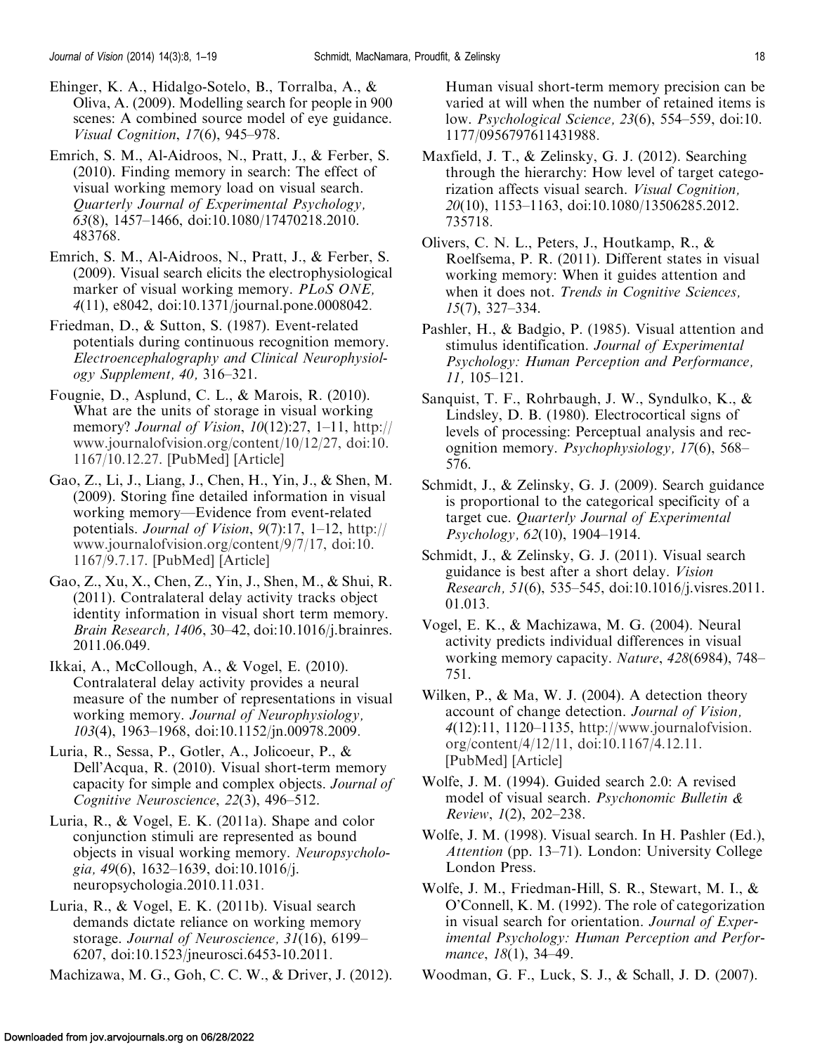Ehinger, K. A., Hidalgo-Sotelo, B., Torralba, A., & Oliva, A. (2009). Modelling search for people in 900 scenes: A combined source model of eye guidance. *Visual Cognition*, *17*(6), 945–978.

Emrich, S. M., Al-Aidroos, N., Pratt, J., & Ferber, S. (2010). Finding memory in search: The effect of visual working memory load on visual search. *Quarterly Journal of Experimental Psychology*, *63*(8), 1457–1466, doi:10.1080/17470218.2010.483768.

Emrich, S. M., Al-Aidroos, N., Pratt, J., & Ferber, S. (2009). Visual search elicits the electrophysiological marker of visual working memory. *PLoS ONE*, *4*(11), e8042, doi:10.1371/journal.pone.0008042.

Friedman, D., & Sutton, S. (1987). Event-related potentials during continuous recognition memory. *Electroencephalography and Clinical Neurophysiology Supplement, 40,* 316–321.

Fougnie, D., Asplund, C. L., & Marois, R. (2010). What are the units of storage in visual working memory? *Journal of Vision*, *10*(12):27, 1–11, http://www.journalofvision.org/content/10/12/27, doi:10.1167/10.12.27. [PubMed] [Article]

Gao, Z., Li, J., Liang, J., Chen, H., Yin, J., & Shen, M. (2009). Storing fine detailed information in visual working memory—Evidence from event-related potentials. *Journal of Vision*, *9*(7):17, 1–12, http://www.journalofvision.org/content/9/7/17, doi:10.1167/9.7.17. [PubMed] [Article]

Gao, Z., Xu, X., Chen, Z., Yin, J., Shen, M., & Shui, R. (2011). Contralateral delay activity tracks object identity information in visual short term memory. *Brain Research, 1406*, 30–42, doi:10.1016/j.brainres.2011.06.049.

Ikkai, A., McCollough, A., & Vogel, E. (2010). Contralateral delay activity provides a neural measure of the number of representations in visual working memory. *Journal of Neurophysiology, 103*(4), 1963–1968, doi:10.1152/jn.00978.2009.

Luria, R., Sessa, P., Gotler, A., Jolicoeur, P., & Dell'Acqua, R. (2010). Visual short-term memory capacity for simple and complex objects. *Journal of Cognitive Neuroscience*, *22*(3), 496–512.

Luria, R., & Vogel, E. K. (2011a). Shape and color conjunction stimuli are represented as bound objects in visual working memory. *Neuropsychologia, 49*(6), 1632–1639, doi:10.1016/j.neuropsychologia.2010.11.031.

Luria, R., & Vogel, E. K. (2011b). Visual search demands dictate reliance on working memory storage. *Journal of Neuroscience, 31*(16), 6199–6207, doi:10.1523/jneurosci.6453-10.2011.

Machizawa, M. G., Goh, C. C. W., & Driver, J. (2012). Human visual short-term memory precision can be varied at will when the number of retained items is low. *Psychological Science, 23*(6), 554–559, doi:10.1177/0956797611431988.

Maxfield, J. T., & Zelinsky, G. J. (2012). Searching through the hierarchy: How level of target categorization affects visual search. *Visual Cognition, 20*(10), 1153–1163, doi:10.1080/13506285.2012.735718.

Olivers, C. N. L., Peters, J., Houtkamp, R., & Roelfsema, P. R. (2011). Different states in visual working memory: When it guides attention and when it does not. *Trends in Cognitive Sciences, 15*(7), 327–334.

Pashler, H., & Badgio, P. (1985). Visual attention and stimulus identification. *Journal of Experimental Psychology: Human Perception and Performance, 11,* 105–121.

Sanquist, T. F., Rohrbaugh, J. W., Syndulko, K., & Lindsley, D. B. (1980). Electrocortical signs of levels of processing: Perceptual analysis and recognition memory. *Psychophysiology, 17*(6), 568–576.

Schmidt, J., & Zelinsky, G. J. (2009). Search guidance is proportional to the categorical specificity of a target cue. *Quarterly Journal of Experimental Psychology, 62*(10), 1904–1914.

Schmidt, J., & Zelinsky, G. J. (2011). Visual search guidance is best after a short delay. *Vision Research, 51*(6), 535–545, doi:10.1016/j.visres.2011.01.013.

Vogel, E. K., & Machizawa, M. G. (2004). Neural activity predicts individual differences in visual working memory capacity. *Nature*, *428*(6984), 748–751.

Wilken, P., & Ma, W. J. (2004). A detection theory account of change detection. *Journal of Vision, 4*(12):11, 1120–1135, http://www.journalofvision.org/content/4/12/11, doi:10.1167/4.12.11. [PubMed] [Article]

Wolfe, J. M. (1994). Guided search 2.0: A revised model of visual search. *Psychonomic Bulletin & Review*, *1*(2), 202–238.

Wolfe, J. M. (1998). Visual search. In H. Pashler (Ed.), *Attention* (pp. 13–71). London: University College London Press.

Wolfe, J. M., Friedman-Hill, S. R., Stewart, M. I., & O'Connell, K. M. (1992). The role of categorization in visual search for orientation. *Journal of Experimental Psychology: Human Perception and Performance*, *18*(1), 34–49.

Woodman, G. F., Luck, S. J., & Schall, J. D. (2007).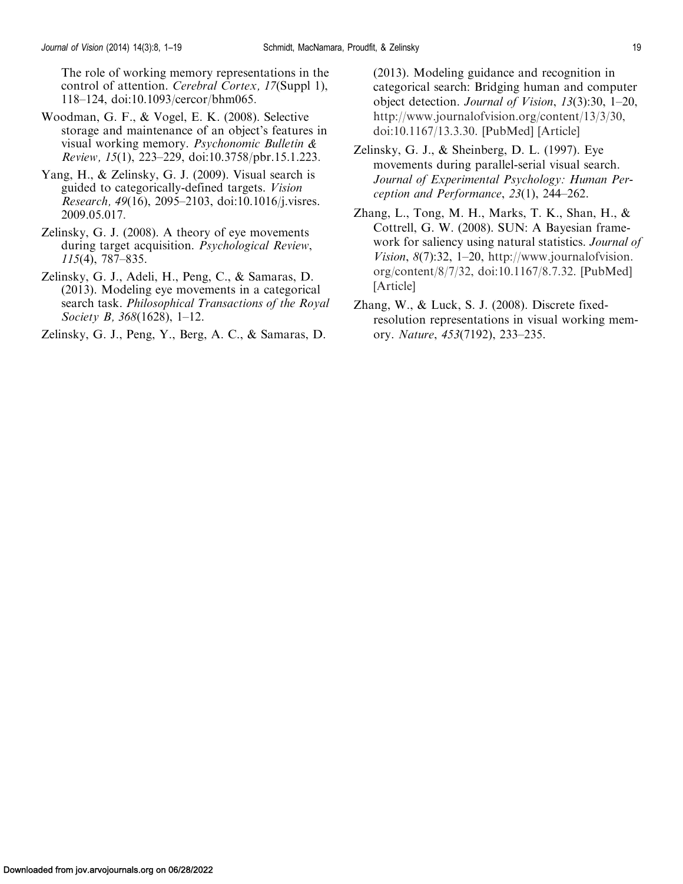The role of working memory representations in the control of attention. *Cerebral Cortex, 17*(Suppl 1), 118–124, doi:10.1093/cercor/bhm065.

Woodman, G. F., & Vogel, E. K. (2008). Selective storage and maintenance of an object's features in visual working memory. *Psychonomic Bulletin & Review, 15*(1), 223–229, doi:10.3758/pbr.15.1.223.

Yang, H., & Zelinsky, G. J. (2009). Visual search is guided to categorically-defined targets. *Vision Research, 49*(16), 2095–2103, doi:10.1016/j.visres.2009.05.017.

Zelinsky, G. J. (2008). A theory of eye movements during target acquisition. *Psychological Review*, *115*(4), 787–835.

Zelinsky, G. J., Adeli, H., Peng, C., & Samaras, D. (2013). Modeling eye movements in a categorical search task. *Philosophical Transactions of the Royal Society B, 368*(1628), 1–12.

Zelinsky, G. J., Peng, Y., Berg, A. C., & Samaras, D. (2013). Modeling guidance and recognition in categorical search: Bridging human and computer object detection. *Journal of Vision*, *13*(3):30, 1–20, http://www.journalofvision.org/content/13/3/30, doi:10.1167/13.3.30. [PubMed] [Article]

Zelinsky, G. J., & Sheinberg, D. L. (1997). Eye movements during parallel-serial visual search. *Journal of Experimental Psychology: Human Perception and Performance*, *23*(1), 244–262.

Zhang, L., Tong, M. H., Marks, T. K., Shan, H., & Cottrell, G. W. (2008). SUN: A Bayesian framework for saliency using natural statistics. *Journal of Vision*, *8*(7):32, 1–20, http://www.journalofvision.org/content/8/7/32, doi:10.1167/8.7.32. [PubMed] [Article]

Zhang, W., & Luck, S. J. (2008). Discrete fixed-resolution representations in visual working memory. *Nature*, *453*(7192), 233–235.

Downloaded from jov.arvojournals.org on 06/28/2022